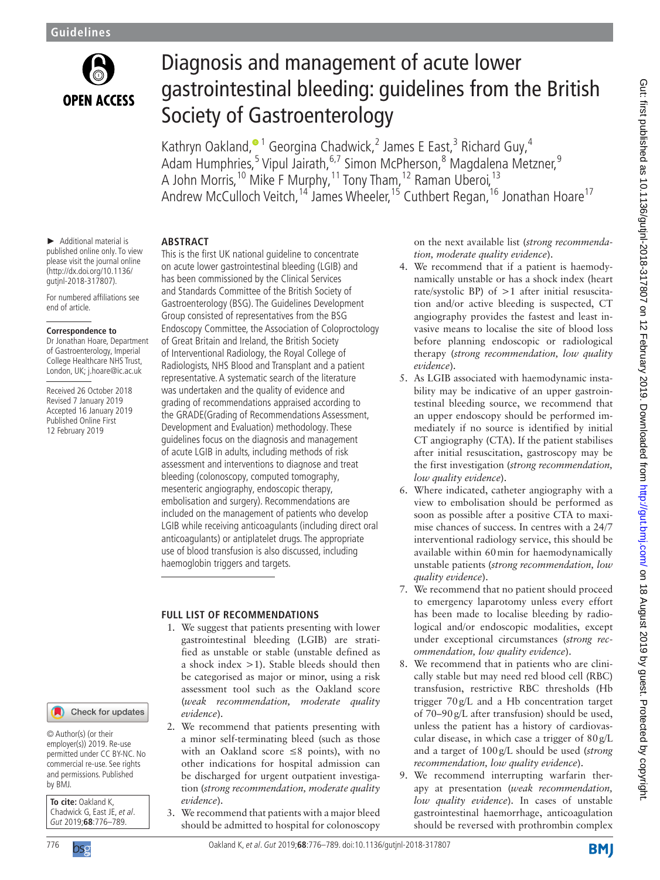# Diagnosis and management of acute lower gastrointestinal bleeding: guidelines from the British Society of Gastroenterology

Kathryn Oakland,[1] Georgina Chadwick,[2] James E East,[3] Richard Guy,[4] Adam Humphries,[5] Vipul Jairath,[6,7] Simon McPherson,[8] Magdalena Metzner,[9] A John Morris,[10] Mike F Murphy,[11] Tony Tham,[12] Raman Uberoi,[13] Andrew McCulloch Veitch,[14] James Wheeler,[15] Cuthbert Regan,[16] Jonathan Hoare[17]

► Additional material is published online only. To view please visit the journal online (http://dx.doi.org/10.1136/gutjnl-2018-317807).

For numbered affiliations see end of article.

**Correspondence to**
Dr Jonathan Hoare, Department of Gastroenterology, Imperial College Healthcare NHS Trust, London, UK; j.hoare@ic.ac.uk

Received 26 October 2018
Revised 7 January 2019
Accepted 16 January 2019
Published Online First 12 February 2019

© Author(s) (or their employer(s)) 2019. Re-use permitted under CC BY-NC. No commercial re-use. See rights and permissions. Published by BMJ.

**To cite:** Oakland K, Chadwick G, East JE, *et al*. *Gut* 2019;**68**:776–789.

## ABSTRACT

This is the first UK national guideline to concentrate on acute lower gastrointestinal bleeding (LGIB) and has been commissioned by the Clinical Services and Standards Committee of the British Society of Gastroenterology (BSG). The Guidelines Development Group consisted of representatives from the BSG Endoscopy Committee, the Association of Coloproctology of Great Britain and Ireland, the British Society of Interventional Radiology, the Royal College of Radiologists, NHS Blood and Transplant and a patient representative. A systematic search of the literature was undertaken and the quality of evidence and grading of recommendations appraised according to the GRADE(Grading of Recommendations Assessment, Development and Evaluation) methodology. These guidelines focus on the diagnosis and management of acute LGIB in adults, including methods of risk assessment and interventions to diagnose and treat bleeding (colonoscopy, computed tomography, mesenteric angiography, endoscopic therapy, embolisation and surgery). Recommendations are included on the management of patients who develop LGIB while receiving anticoagulants (including direct oral anticoagulants) or antiplatelet drugs. The appropriate use of blood transfusion is also discussed, including haemoglobin triggers and targets.

## FULL LIST OF RECOMMENDATIONS

1. We suggest that patients presenting with lower gastrointestinal bleeding (LGIB) are stratified as unstable or stable (unstable defined as a shock index >1). Stable bleeds should then be categorised as major or minor, using a risk assessment tool such as the Oakland score (*weak recommendation, moderate quality evidence*).
2. We recommend that patients presenting with a minor self-terminating bleed (such as those with an Oakland score ≤8 points), with no other indications for hospital admission can be discharged for urgent outpatient investigation (*strong recommendation, moderate quality evidence*).
3. We recommend that patients with a major bleed should be admitted to hospital for colonoscopy on the next available list (*strong recommendation, moderate quality evidence*).
4. We recommend that if a patient is haemodynamically unstable or has a shock index (heart rate/systolic BP) of >1 after initial resuscitation and/or active bleeding is suspected, CT angiography provides the fastest and least invasive means to localise the site of blood loss before planning endoscopic or radiological therapy (*strong recommendation, low quality evidence*).
5. As LGIB associated with haemodynamic instability may be indicative of an upper gastrointestinal bleeding source, we recommend that an upper endoscopy should be performed immediately if no source is identified by initial CT angiography (CTA). If the patient stabilises after initial resuscitation, gastroscopy may be the first investigation (*strong recommendation, low quality evidence*).
6. Where indicated, catheter angiography with a view to embolisation should be performed as soon as possible after a positive CTA to maximise chances of success. In centres with a 24/7 interventional radiology service, this should be available within 60 min for haemodynamically unstable patients (*strong recommendation, low quality evidence*).
7. We recommend that no patient should proceed to emergency laparotomy unless every effort has been made to localise bleeding by radiological and/or endoscopic modalities, except under exceptional circumstances (*strong recommendation, low quality evidence*).
8. We recommend that in patients who are clinically stable but may need red blood cell (RBC) transfusion, restrictive RBC thresholds (Hb trigger 70 g/L and a Hb concentration target of 70–90 g/L after transfusion) should be used, unless the patient has a history of cardiovascular disease, in which case a trigger of 80 g/L and a target of 100 g/L should be used (*strong recommendation, low quality evidence*).
9. We recommend interrupting warfarin therapy at presentation (*weak recommendation, low quality evidence*). In cases of unstable gastrointestinal haemorrhage, anticoagulation should be reversed with prothrombin complex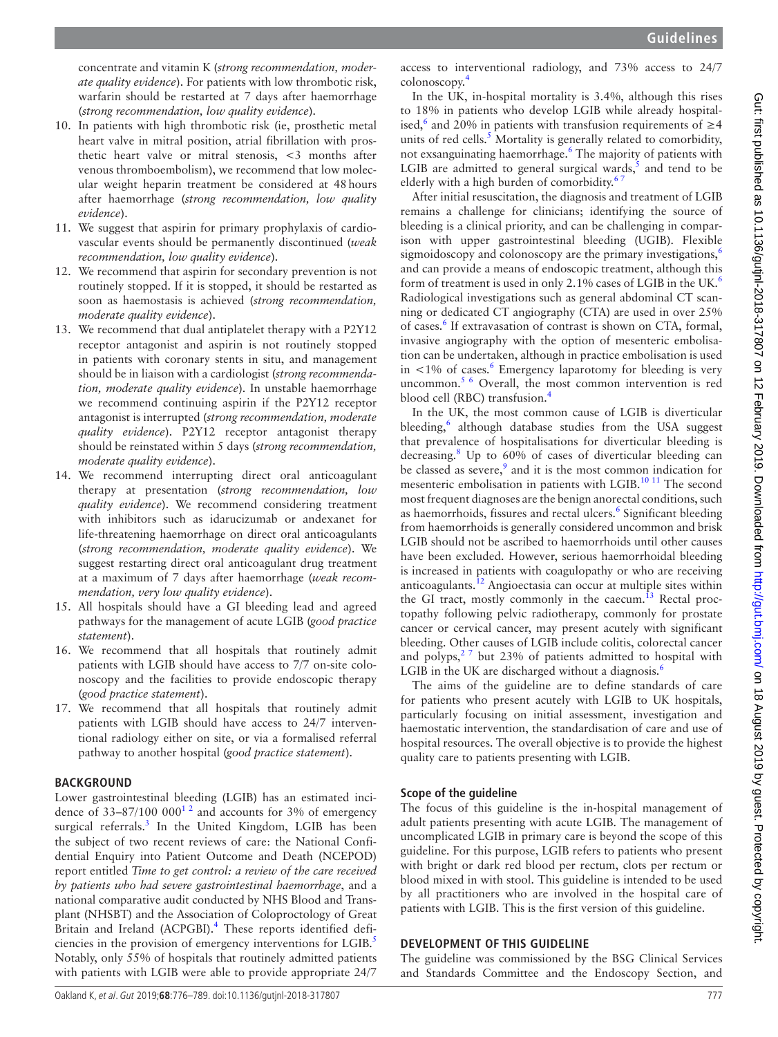concentrate and vitamin K (*strong recommendation, moderate quality evidence*). For patients with low thrombotic risk, warfarin should be restarted at 7 days after haemorrhage (*strong recommendation, low quality evidence*).

10. In patients with high thrombotic risk (ie, prosthetic metal heart valve in mitral position, atrial fibrillation with prosthetic heart valve or mitral stenosis, <3 months after venous thromboembolism), we recommend that low molecular weight heparin treatment be considered at 48 hours after haemorrhage (*strong recommendation, low quality evidence*).
11. We suggest that aspirin for primary prophylaxis of cardiovascular events should be permanently discontinued (*weak recommendation, low quality evidence*).
12. We recommend that aspirin for secondary prevention is not routinely stopped. If it is stopped, it should be restarted as soon as haemostasis is achieved (*strong recommendation, moderate quality evidence*).
13. We recommend that dual antiplatelet therapy with a P2Y12 receptor antagonist and aspirin is not routinely stopped in patients with coronary stents in situ, and management should be in liaison with a cardiologist (*strong recommendation, moderate quality evidence*). In unstable haemorrhage we recommend continuing aspirin if the P2Y12 receptor antagonist is interrupted (*strong recommendation, moderate quality evidence*). P2Y12 receptor antagonist therapy should be reinstated within 5 days (*strong recommendation, moderate quality evidence*).
14. We recommend interrupting direct oral anticoagulant therapy at presentation (*strong recommendation, low quality evidence*). We recommend considering treatment with inhibitors such as idarucizumab or andexanet for life-threatening haemorrhage on direct oral anticoagulants (*strong recommendation, moderate quality evidence*). We suggest restarting direct oral anticoagulant drug treatment at a maximum of 7 days after haemorrhage (*weak recommendation, very low quality evidence*).
15. All hospitals should have a GI bleeding lead and agreed pathways for the management of acute LGIB (*good practice statement*).
16. We recommend that all hospitals that routinely admit patients with LGIB should have access to 7/7 on-site colonoscopy and the facilities to provide endoscopic therapy (*good practice statement*).
17. We recommend that all hospitals that routinely admit patients with LGIB should have access to 24/7 interventional radiology either on site, or via a formalised referral pathway to another hospital (*good practice statement*).

## BACKGROUND

Lower gastrointestinal bleeding (LGIB) has an estimated incidence of 33–87/100 000[1,2] and accounts for 3% of emergency surgical referrals.[3] In the United Kingdom, LGIB has been the subject of two recent reviews of care: the National Confidential Enquiry into Patient Outcome and Death (NCEPOD) report entitled *Time to get control: a review of the care received by patients who had severe gastrointestinal haemorrhage*, and a national comparative audit conducted by NHS Blood and Transplant (NHSBT) and the Association of Coloproctology of Great Britain and Ireland (ACPGBI).[4] These reports identified deficiencies in the provision of emergency interventions for LGIB.[5] Notably, only 55% of hospitals that routinely admitted patients with patients with LGIB were able to provide appropriate 24/7 access to interventional radiology, and 73% access to 24/7 colonoscopy.[4]

In the UK, in-hospital mortality is 3.4%, although this rises to 18% in patients who develop LGIB while already hospitalised,[6] and 20% in patients with transfusion requirements of ≥4 units of red cells.[5] Mortality is generally related to comorbidity, not exsanguinating haemorrhage.[6] The majority of patients with LGIB are admitted to general surgical wards,[5] and tend to be elderly with a high burden of comorbidity.[6,7]

After initial resuscitation, the diagnosis and treatment of LGIB remains a challenge for clinicians; identifying the source of bleeding is a clinical priority, and can be challenging in comparison with upper gastrointestinal bleeding (UGIB). Flexible sigmoidoscopy and colonoscopy are the primary investigations,[6] and can provide a means of endoscopic treatment, although this form of treatment is used in only 2.1% cases of LGIB in the UK.[6] Radiological investigations such as general abdominal CT scanning or dedicated CT angiography (CTA) are used in over 25% of cases.[6] If extravasation of contrast is shown on CTA, formal, invasive angiography with the option of mesenteric embolisation can be undertaken, although in practice embolisation is used in <1% of cases.[6] Emergency laparotomy for bleeding is very uncommon.[5,6] Overall, the most common intervention is red blood cell (RBC) transfusion.[4]

In the UK, the most common cause of LGIB is diverticular bleeding,[6] although database studies from the USA suggest that prevalence of hospitalisations for diverticular bleeding is decreasing.[8] Up to 60% of cases of diverticular bleeding can be classed as severe,[9] and it is the most common indication for mesenteric embolisation in patients with LGIB.[10,11] The second most frequent diagnoses are the benign anorectal conditions, such as haemorrhoids, fissures and rectal ulcers.[6] Significant bleeding from haemorrhoids is generally considered uncommon and brisk LGIB should not be ascribed to haemorrhoids until other causes have been excluded. However, serious haemorrhoidal bleeding is increased in patients with coagulopathy or who are receiving anticoagulants.[12] Angioectasia can occur at multiple sites within the GI tract, mostly commonly in the caecum.[13] Rectal proctopathy following pelvic radiotherapy, commonly for prostate cancer or cervical cancer, may present acutely with significant bleeding. Other causes of LGIB include colitis, colorectal cancer and polyps,[2,7] but 23% of patients admitted to hospital with LGIB in the UK are discharged without a diagnosis.[6]

The aims of the guideline are to define standards of care for patients who present acutely with LGIB to UK hospitals, particularly focusing on initial assessment, investigation and haemostatic intervention, the standardisation of care and use of hospital resources. The overall objective is to provide the highest quality care to patients presenting with LGIB.

### Scope of the guideline

The focus of this guideline is the in-hospital management of adult patients presenting with acute LGIB. The management of uncomplicated LGIB in primary care is beyond the scope of this guideline. For this purpose, LGIB refers to patients who present with bright or dark red blood per rectum, clots per rectum or blood mixed in with stool. This guideline is intended to be used by all practitioners who are involved in the hospital care of patients with LGIB. This is the first version of this guideline.

## DEVELOPMENT OF THIS GUIDELINE

The guideline was commissioned by the BSG Clinical Services and Standards Committee and the Endoscopy Section, and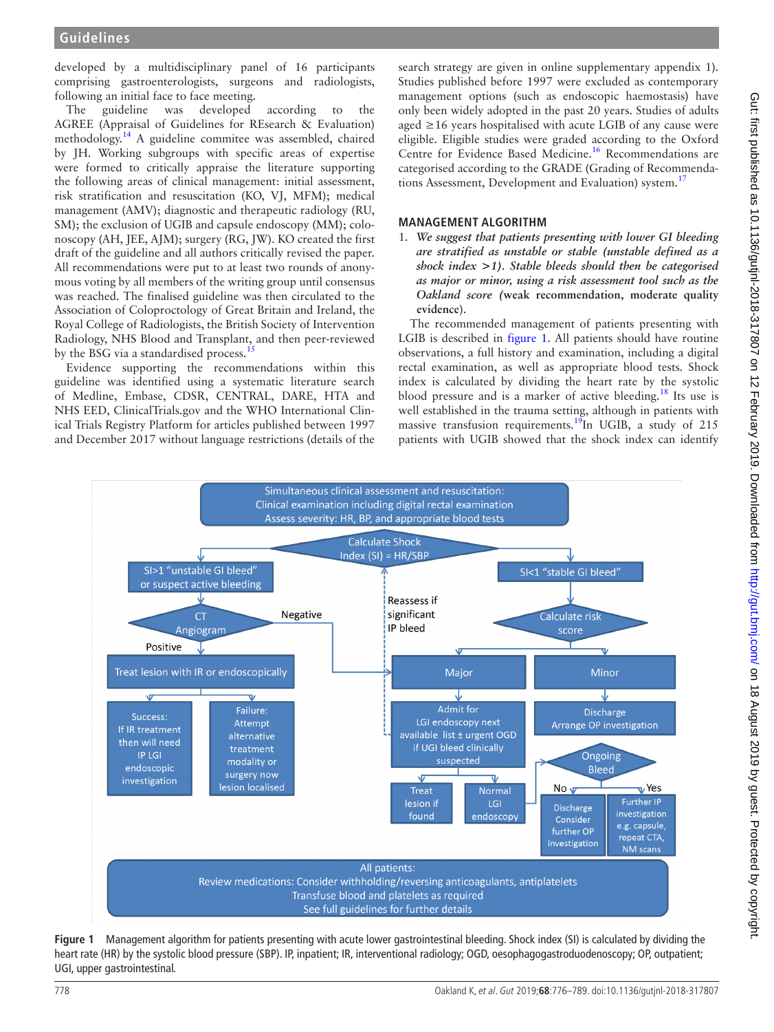developed by a multidisciplinary panel of 16 participants comprising gastroenterologists, surgeons and radiologists, following an initial face to face meeting.

The guideline was developed according to the AGREE (Appraisal of Guidelines for REsearch & Evaluation) methodology.[14] A guideline commitee was assembled, chaired by JH. Working subgroups with specific areas of expertise were formed to critically appraise the literature supporting the following areas of clinical management: initial assessment, risk stratification and resuscitation (KO, VJ, MFM); medical management (AMV); diagnostic and therapeutic radiology (RU, SM); the exclusion of UGIB and capsule endoscopy (MM); colonoscopy (AH, JEE, AJM); surgery (RG, JW). KO created the first draft of the guideline and all authors critically revised the paper. All recommendations were put to at least two rounds of anonymous voting by all members of the writing group until consensus was reached. The finalised guideline was then circulated to the Association of Coloproctology of Great Britain and Ireland, the Royal College of Radiologists, the British Society of Intervention Radiology, NHS Blood and Transplant, and then peer-reviewed by the BSG via a standardised process.[15]

Evidence supporting the recommendations within this guideline was identified using a systematic literature search of Medline, Embase, CDSR, CENTRAL, DARE, HTA and NHS EED, ClinicalTrials.gov and the WHO International Clinical Trials Registry Platform for articles published between 1997 and December 2017 without language restrictions (details of the search strategy are given in online supplementary appendix 1). Studies published before 1997 were excluded as contemporary management options (such as endoscopic haemostasis) have only been widely adopted in the past 20 years. Studies of adults aged ≥16 years hospitalised with acute LGIB of any cause were eligible. Eligible studies were graded according to the Oxford Centre for Evidence Based Medicine.[16] Recommendations are categorised according to the GRADE (Grading of Recommendations Assessment, Development and Evaluation) system.[17]

## MANAGEMENT ALGORITHM

1. *We suggest that patients presenting with lower GI bleeding are stratified as unstable or stable (unstable defined as a shock index >1). Stable bleeds should then be categorised as major or minor, using a risk assessment tool such as the Oakland score* **(weak recommendation, moderate quality evidence).**

The recommended management of patients presenting with LGIB is described in figure 1. All patients should have routine observations, a full history and examination, including a digital rectal examination, as well as appropriate blood tests. Shock index is calculated by dividing the heart rate by the systolic blood pressure and is a marker of active bleeding.[18] Its use is well established in the trauma setting, although in patients with massive transfusion requirements.[19] In UGIB, a study of 215 patients with UGIB showed that the shock index can identify

Simultaneous clinical assessment and resuscitation: Clinical examination including digital rectal examination. Assess severity: HR, BP, and appropriate blood tests

Calculate Shock Index (SI) = HR/SBP

- SI>1 "unstable GI bleed" or suspect active bleeding → CT Angiogram
  - Negative → Major
  - Positive → Treat lesion with IR or endoscopically
    - Success: If IR treatment then will need IP LGI endoscopic investigation
    - Failure: Attempt alternative treatment modality or surgery now lesion localised
- SI<1 "stable GI bleed" → Calculate risk score
  - Major → Admit for LGI endoscopy next available list ± urgent OGD if UGI bleed clinically suspected (Reassess if significant IP bleed)
    - Treat lesion if found
    - Normal LGI endoscopy → Ongoing Bleed
  - Minor → Discharge. Arrange OP investigation → Ongoing Bleed
    - No → Discharge. Consider further OP investigation
    - Yes → Further IP investigation e.g. capsule, repeat CTA, NM scans

All patients: Review medications: Consider withholding/reversing anticoagulants, antiplatelets. Transfuse blood and platelets as required. See full guidelines for further details

**Figure 1** Management algorithm for patients presenting with acute lower gastrointestinal bleeding. Shock index (SI) is calculated by dividing the heart rate (HR) by the systolic blood pressure (SBP). IP, inpatient; IR, interventional radiology; OGD, oesophagogastroduodenoscopy; OP, outpatient; UGI, upper gastrointestinal.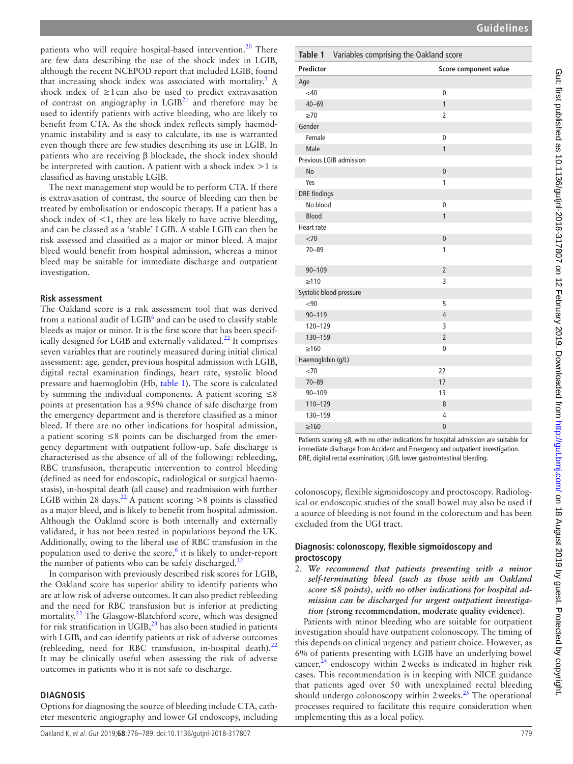patients who will require hospital-based intervention.[20] There are few data describing the use of the shock index in LGIB, although the recent NCEPOD report that included LGIB, found that increasing shock index was associated with mortality.[5] A shock index of ≥1 can also be used to predict extravasation of contrast on angiography in LGIB[21] and therefore may be used to identify patients with active bleeding, who are likely to benefit from CTA. As the shock index reflects simply haemodynamic instability and is easy to calculate, its use is warranted even though there are few studies describing its use in LGIB. In patients who are receiving β blockade, the shock index should be interpreted with caution. A patient with a shock index >1 is classified as having unstable LGIB.

The next management step would be to perform CTA. If there is extravasation of contrast, the source of bleeding can then be treated by embolisation or endoscopic therapy. If a patient has a shock index of <1, they are less likely to have active bleeding, and can be classed as a 'stable' LGIB. A stable LGIB can then be risk assessed and classified as a major or minor bleed. A major bleed would benefit from hospital admission, whereas a minor bleed may be suitable for immediate discharge and outpatient investigation.

### Risk assessment

The Oakland score is a risk assessment tool that was derived from a national audit of LGIB[6] and can be used to classify stable bleeds as major or minor. It is the first score that has been specifically designed for LGIB and externally validated.[22] It comprises seven variables that are routinely measured during initial clinical assessment: age, gender, previous hospital admission with LGIB, digital rectal examination findings, heart rate, systolic blood pressure and haemoglobin (Hb, table 1). The score is calculated by summing the individual components. A patient scoring ≤8 points at presentation has a 95% chance of safe discharge from the emergency department and is therefore classified as a minor bleed. If there are no other indications for hospital admission, a patient scoring ≤8 points can be discharged from the emergency department with outpatient follow-up. Safe discharge is characterised as the absence of all of the following: rebleeding, RBC transfusion, therapeutic intervention to control bleeding (defined as need for endoscopic, radiological or surgical haemostasis), in-hospital death (all cause) and readmission with further LGIB within 28 days.[22] A patient scoring >8 points is classified as a major bleed, and is likely to benefit from hospital admission. Although the Oakland score is both internally and externally validated, it has not been tested in populations beyond the UK. Additionally, owing to the liberal use of RBC transfusion in the population used to derive the score,[6] it is likely to under-report the number of patients who can be safely discharged.[22]

In comparison with previously described risk scores for LGIB, the Oakland score has superior ability to identify patients who are at low risk of adverse outcomes. It can also predict rebleeding and the need for RBC transfusion but is inferior at predicting mortality.[22] The Glasgow-Blatchford score, which was designed for risk stratification in UGIB,[23] has also been studied in patients with LGIB, and can identify patients at risk of adverse outcomes (rebleeding, need for RBC transfusion, in-hospital death).[22] It may be clinically useful when assessing the risk of adverse outcomes in patients who it is not safe to discharge.

## DIAGNOSIS

Options for diagnosing the source of bleeding include CTA, catheter mesenteric angiography and lower GI endoscopy, including colonoscopy, flexible sigmoidoscopy and proctoscopy. Radiological or endoscopic studies of the small bowel may also be used if a source of bleeding is not found in the colorectum and has been excluded from the UGI tract.

**Table 1** Variables comprising the Oakland score

| Predictor | Score component value |
|---|---|
| **Age** | |
| <40 | 0 |
| 40–69 | 1 |
| ≥70 | 2 |
| **Gender** | |
| Female | 0 |
| Male | 1 |
| **Previous LGIB admission** | |
| No | 0 |
| Yes | 1 |
| **DRE findings** | |
| No blood | 0 |
| Blood | 1 |
| **Heart rate** | |
| <70 | 0 |
| 70–89 | 1 |
| 90–109 | 2 |
| ≥110 | 3 |
| **Systolic blood pressure** | |
| <90 | 5 |
| 90–119 | 4 |
| 120–129 | 3 |
| 130–159 | 2 |
| ≥160 | 0 |
| **Haemoglobin (g/L)** | |
| <70 | 22 |
| 70–89 | 17 |
| 90–109 | 13 |
| 110–129 | 8 |
| 130–159 | 4 |
| ≥160 | 0 |

Patients scoring ≤8, with no other indications for hospital admission are suitable for immediate discharge from Accident and Emergency and outpatient investigation. DRE, digital rectal examination; LGIB, lower gastrointestinal bleeding.

### Diagnosis: colonoscopy, flexible sigmoidoscopy and proctoscopy

2. *We recommend that patients presenting with a minor self-terminating bleed (such as those with an Oakland score ≤8 points), with no other indications for hospital admission can be discharged for urgent outpatient investigation* (**strong recommendation, moderate quality evidence**).

Patients with minor bleeding who are suitable for outpatient investigation should have outpatient colonoscopy. The timing of this depends on clinical urgency and patient choice. However, as 6% of patients presenting with LGIB have an underlying bowel cancer,[24] endoscopy within 2 weeks is indicated in higher risk cases. This recommendation is in keeping with NICE guidance that patients aged over 50 with unexplained rectal bleeding should undergo colonoscopy within 2 weeks.[25] The operational processes required to facilitate this require consideration when implementing this as a local policy.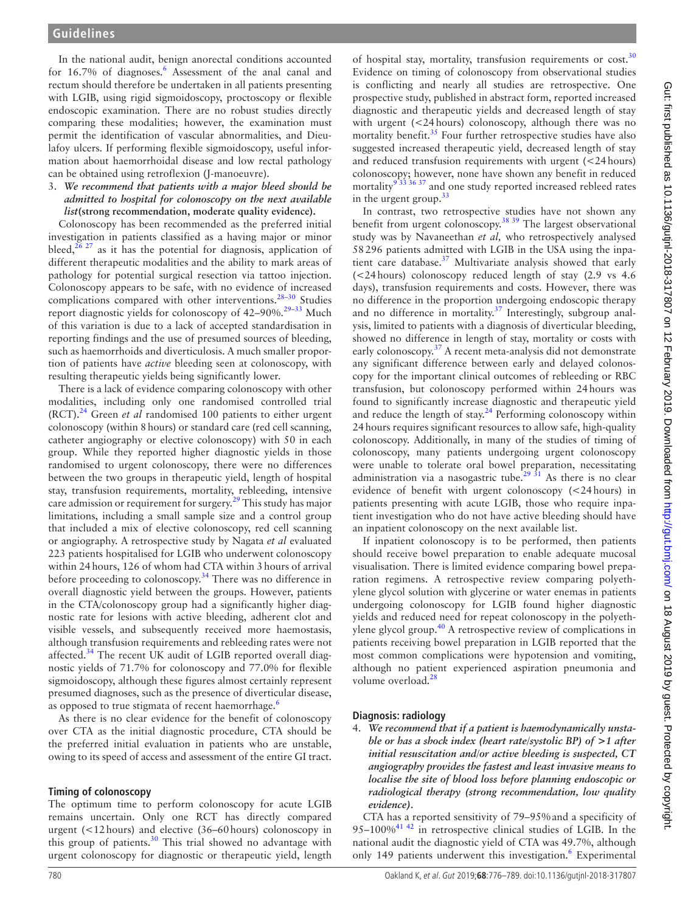In the national audit, benign anorectal conditions accounted for 16.7% of diagnoses.[6] Assessment of the anal canal and rectum should therefore be undertaken in all patients presenting with LGIB, using rigid sigmoidoscopy, proctoscopy or flexible endoscopic examination. There are no robust studies directly comparing these modalities; however, the examination must permit the identification of vascular abnormalities, and Dieulafoy ulcers. If performing flexible sigmoidoscopy, useful information about haemorrhoidal disease and low rectal pathology can be obtained using retroflexion (J-manoeuvre).

3. ***We recommend that patients with a major bleed should be admitted to hospital for colonoscopy on the next available list*** **(strong recommendation, moderate quality evidence).**

Colonoscopy has been recommended as the preferred initial investigation in patients classified as a having major or minor bleed,[26 27] as it has the potential for diagnosis, application of different therapeutic modalities and the ability to mark areas of pathology for potential surgical resection via tattoo injection. Colonoscopy appears to be safe, with no evidence of increased complications compared with other interventions.[28–30] Studies report diagnostic yields for colonoscopy of 42–90%.[29–33] Much of this variation is due to a lack of accepted standardisation in reporting findings and the use of presumed sources of bleeding, such as haemorrhoids and diverticulosis. A much smaller proportion of patients have *active* bleeding seen at colonoscopy, with resulting therapeutic yields being significantly lower.

There is a lack of evidence comparing colonoscopy with other modalities, including only one randomised controlled trial (RCT).[24] Green *et al* randomised 100 patients to either urgent colonoscopy (within 8 hours) or standard care (red cell scanning, catheter angiography or elective colonoscopy) with 50 in each group. While they reported higher diagnostic yields in those randomised to urgent colonoscopy, there were no differences between the two groups in therapeutic yield, length of hospital stay, transfusion requirements, mortality, rebleeding, intensive care admission or requirement for surgery.[29] This study has major limitations, including a small sample size and a control group that included a mix of elective colonoscopy, red cell scanning or angiography. A retrospective study by Nagata *et al* evaluated 223 patients hospitalised for LGIB who underwent colonoscopy within 24 hours, 126 of whom had CTA within 3 hours of arrival before proceeding to colonoscopy.[34] There was no difference in overall diagnostic yield between the groups. However, patients in the CTA/colonoscopy group had a significantly higher diagnostic rate for lesions with active bleeding, adherent clot and visible vessels, and subsequently received more haemostasis, although transfusion requirements and rebleeding rates were not affected.[34] The recent UK audit of LGIB reported overall diagnostic yields of 71.7% for colonoscopy and 77.0% for flexible sigmoidoscopy, although these figures almost certainly represent presumed diagnoses, such as the presence of diverticular disease, as opposed to true stigmata of recent haemorrhage.[6]

As there is no clear evidence for the benefit of colonoscopy over CTA as the initial diagnostic procedure, CTA should be the preferred initial evaluation in patients who are unstable, owing to its speed of access and assessment of the entire GI tract.

### Timing of colonoscopy

The optimum time to perform colonoscopy for acute LGIB remains uncertain. Only one RCT has directly compared urgent (<12 hours) and elective (36–60 hours) colonoscopy in this group of patients.[30] This trial showed no advantage with urgent colonoscopy for diagnostic or therapeutic yield, length of hospital stay, mortality, transfusion requirements or cost.[30] Evidence on timing of colonoscopy from observational studies is conflicting and nearly all studies are retrospective. One prospective study, published in abstract form, reported increased diagnostic and therapeutic yields and decreased length of stay with urgent (<24 hours) colonoscopy, although there was no mortality benefit.[35] Four further retrospective studies have also suggested increased therapeutic yield, decreased length of stay and reduced transfusion requirements with urgent (<24 hours) colonoscopy; however, none have shown any benefit in reduced mortality[9 33 36 37] and one study reported increased rebleed rates in the urgent group.[33]

In contrast, two retrospective studies have not shown any benefit from urgent colonoscopy.[38 39] The largest observational study was by Navaneethan *et al,* who retrospectively analysed 58 296 patients admitted with LGIB in the USA using the inpatient care database.[37] Multivariate analysis showed that early (<24 hours) colonoscopy reduced length of stay (2.9 vs 4.6 days), transfusion requirements and costs. However, there was no difference in the proportion undergoing endoscopic therapy and no difference in mortality.[37] Interestingly, subgroup analysis, limited to patients with a diagnosis of diverticular bleeding, showed no difference in length of stay, mortality or costs with early colonoscopy.[37] A recent meta-analysis did not demonstrate any significant difference between early and delayed colonoscopy for the important clinical outcomes of rebleeding or RBC transfusion, but colonoscopy performed within 24 hours was found to significantly increase diagnostic and therapeutic yield and reduce the length of stay.[24] Performing colonoscopy within 24 hours requires significant resources to allow safe, high-quality colonoscopy. Additionally, in many of the studies of timing of colonoscopy, many patients undergoing urgent colonoscopy were unable to tolerate oral bowel preparation, necessitating administration via a nasogastric tube.[29 31] As there is no clear evidence of benefit with urgent colonoscopy (<24 hours) in patients presenting with acute LGIB, those who require inpatient investigation who do not have active bleeding should have an inpatient colonoscopy on the next available list.

If inpatient colonoscopy is to be performed, then patients should receive bowel preparation to enable adequate mucosal visualisation. There is limited evidence comparing bowel preparation regimens. A retrospective review comparing polyethylene glycol solution with glycerine or water enemas in patients undergoing colonoscopy for LGIB found higher diagnostic yields and reduced need for repeat colonoscopy in the polyethylene glycol group.[40] A retrospective review of complications in patients receiving bowel preparation in LGIB reported that the most common complications were hypotension and vomiting, although no patient experienced aspiration pneumonia and volume overload.[28]

### Diagnosis: radiology

4. ***We recommend that if a patient is haemodynamically unstable or has a shock index (heart rate/systolic BP) of >1 after initial resuscitation and/or active bleeding is suspected, CT angiography provides the fastest and least invasive means to localise the site of blood loss before planning endoscopic or radiological therapy (strong recommendation, low quality evidence).***

CTA has a reported sensitivity of 79–95% and a specificity of 95–100%[41 42] in retrospective clinical studies of LGIB. In the national audit the diagnostic yield of CTA was 49.7%, although only 149 patients underwent this investigation.[6] Experimental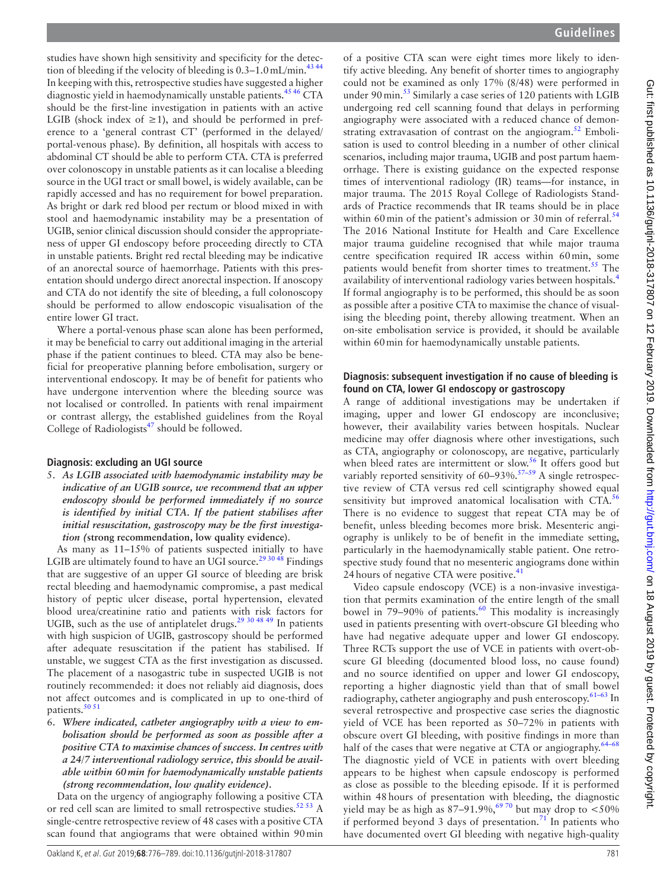studies have shown high sensitivity and specificity for the detection of bleeding if the velocity of bleeding is 0.3–1.0 mL/min.[43 44] In keeping with this, retrospective studies have suggested a higher diagnostic yield in haemodynamically unstable patients.[45 46] CTA should be the first-line investigation in patients with an active LGIB (shock index of ≥1), and should be performed in preference to a 'general contrast CT' (performed in the delayed/portal-venous phase). By definition, all hospitals with access to abdominal CT should be able to perform CTA. CTA is preferred over colonoscopy in unstable patients as it can localise a bleeding source in the UGI tract or small bowel, is widely available, can be rapidly accessed and has no requirement for bowel preparation. As bright or dark red blood per rectum or blood mixed in with stool and haemodynamic instability may be a presentation of UGIB, senior clinical discussion should consider the appropriateness of upper GI endoscopy before proceeding directly to CTA in unstable patients. Bright red rectal bleeding may be indicative of an anorectal source of haemorrhage. Patients with this presentation should undergo direct anorectal inspection. If anoscopy and CTA do not identify the site of bleeding, a full colonoscopy should be performed to allow endoscopic visualisation of the entire lower GI tract.

Where a portal-venous phase scan alone has been performed, it may be beneficial to carry out additional imaging in the arterial phase if the patient continues to bleed. CTA may also be beneficial for preoperative planning before embolisation, surgery or interventional endoscopy. It may be of benefit for patients who have undergone intervention where the bleeding source was not localised or controlled. In patients with renal impairment or contrast allergy, the established guidelines from the Royal College of Radiologists[47] should be followed.

### Diagnosis: excluding an UGI source

5. ***As LGIB associated with haemodynamic instability may be indicative of an UGIB source, we recommend that an upper endoscopy should be performed immediately if no source is identified by initial CTA. If the patient stabilises after initial resuscitation, gastroscopy may be the first investigation (*****strong recommendation, low quality evidence***).

As many as 11–15% of patients suspected initially to have LGIB are ultimately found to have an UGI source.[29 30 48] Findings that are suggestive of an upper GI source of bleeding are brisk rectal bleeding and haemodynamic compromise, a past medical history of peptic ulcer disease, portal hypertension, elevated blood urea/creatinine ratio and patients with risk factors for UGIB, such as the use of antiplatelet drugs.[29 30 48 49] In patients with high suspicion of UGIB, gastroscopy should be performed after adequate resuscitation if the patient has stabilised. If unstable, we suggest CTA as the first investigation as discussed. The placement of a nasogastric tube in suspected UGIB is not routinely recommended: it does not reliably aid diagnosis, does not affect outcomes and is complicated in up to one-third of patients.[50 51]

6. ***Where indicated, catheter angiography with a view to embolisation should be performed as soon as possible after a positive CTA to maximise chances of success. In centres with a 24/7 interventional radiology service, this should be available within 60 min for haemodynamically unstable patients (strong recommendation, low quality evidence).***

Data on the urgency of angiography following a positive CTA or red cell scan are limited to small retrospective studies.[52 53] A single-centre retrospective review of 48 cases with a positive CTA scan found that angiograms that were obtained within 90 min of a positive CTA scan were eight times more likely to identify active bleeding. Any benefit of shorter times to angiography could not be examined as only 17% (8/48) were performed in under 90 min.[53] Similarly a case series of 120 patients with LGIB undergoing red cell scanning found that delays in performing angiography were associated with a reduced chance of demonstrating extravasation of contrast on the angiogram.[52] Embolisation is used to control bleeding in a number of other clinical scenarios, including major trauma, UGIB and post partum haemorrhage. There is existing guidance on the expected response times of interventional radiology (IR) teams—for instance, in major trauma. The 2015 Royal College of Radiologists Standards of Practice recommends that IR teams should be in place within 60 min of the patient's admission or 30 min of referral.[54] The 2016 National Institute for Health and Care Excellence major trauma guideline recognised that while major trauma centre specification required IR access within 60 min, some patients would benefit from shorter times to treatment.[55] The availability of interventional radiology varies between hospitals.[4] If formal angiography is to be performed, this should be as soon as possible after a positive CTA to maximise the chance of visualising the bleeding point, thereby allowing treatment. When an on-site embolisation service is provided, it should be available within 60 min for haemodynamically unstable patients.

### Diagnosis: subsequent investigation if no cause of bleeding is found on CTA, lower GI endoscopy or gastroscopy

A range of additional investigations may be undertaken if imaging, upper and lower GI endoscopy are inconclusive; however, their availability varies between hospitals. Nuclear medicine may offer diagnosis where other investigations, such as CTA, angiography or colonoscopy, are negative, particularly when bleed rates are intermittent or slow.[56] It offers good but variably reported sensitivity of 60–93%.[57–59] A single retrospective review of CTA versus red cell scintigraphy showed equal sensitivity but improved anatomical localisation with CTA.[56] There is no evidence to suggest that repeat CTA may be of benefit, unless bleeding becomes more brisk. Mesenteric angiography is unlikely to be of benefit in the immediate setting, particularly in the haemodynamically stable patient. One retrospective study found that no mesenteric angiograms done within 24 hours of negative CTA were positive.[41]

Video capsule endoscopy (VCE) is a non-invasive investigation that permits examination of the entire length of the small bowel in 79–90% of patients.[60] This modality is increasingly used in patients presenting with overt-obscure GI bleeding who have had negative adequate upper and lower GI endoscopy. Three RCTs support the use of VCE in patients with overt-obscure GI bleeding (documented blood loss, no cause found) and no source identified on upper and lower GI endoscopy, reporting a higher diagnostic yield than that of small bowel radiography, catheter angiography and push enteroscopy.[61–63] In several retrospective and prospective case series the diagnostic yield of VCE has been reported as 50–72% in patients with obscure overt GI bleeding, with positive findings in more than half of the cases that were negative at CTA or angiography.[64–68] The diagnostic yield of VCE in patients with overt bleeding appears to be highest when capsule endoscopy is performed as close as possible to the bleeding episode. If it is performed within 48 hours of presentation with bleeding, the diagnostic yield may be as high as 87–91.9%,[69 70] but may drop to <50% if performed beyond 3 days of presentation.[71] In patients who have documented overt GI bleeding with negative high-quality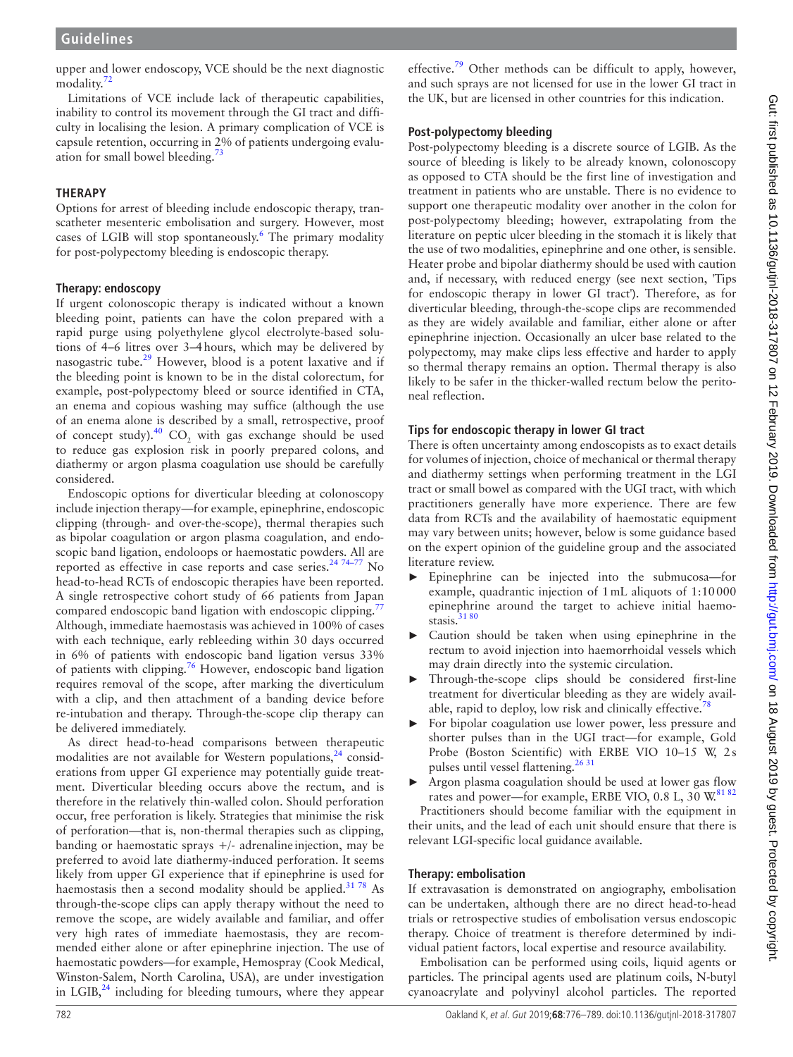upper and lower endoscopy, VCE should be the next diagnostic modality.[72]

Limitations of VCE include lack of therapeutic capabilities, inability to control its movement through the GI tract and difficulty in localising the lesion. A primary complication of VCE is capsule retention, occurring in 2% of patients undergoing evaluation for small bowel bleeding.[73]

## THERAPY

Options for arrest of bleeding include endoscopic therapy, transcatheter mesenteric embolisation and surgery. However, most cases of LGIB will stop spontaneously.[6] The primary modality for post-polypectomy bleeding is endoscopic therapy.

### Therapy: endoscopy

If urgent colonoscopic therapy is indicated without a known bleeding point, patients can have the colon prepared with a rapid purge using polyethylene glycol electrolyte-based solutions of 4–6 litres over 3–4 hours, which may be delivered by nasogastric tube.[29] However, blood is a potent laxative and if the bleeding point is known to be in the distal colorectum, for example, post-polypectomy bleed or source identified in CTA, an enema and copious washing may suffice (although the use of an enema alone is described by a small, retrospective, proof of concept study).[40] $CO_2$ with gas exchange should be used to reduce gas explosion risk in poorly prepared colons, and diathermy or argon plasma coagulation use should be carefully considered.

Endoscopic options for diverticular bleeding at colonoscopy include injection therapy—for example, epinephrine, endoscopic clipping (through- and over-the-scope), thermal therapies such as bipolar coagulation or argon plasma coagulation, and endoscopic band ligation, endoloops or haemostatic powders. All are reported as effective in case reports and case series.[24 74–77] No head-to-head RCTs of endoscopic therapies have been reported. A single retrospective cohort study of 66 patients from Japan compared endoscopic band ligation with endoscopic clipping.[77] Although, immediate haemostasis was achieved in 100% of cases with each technique, early rebleeding within 30 days occurred in 6% of patients with endoscopic band ligation versus 33% of patients with clipping.[76] However, endoscopic band ligation requires removal of the scope, after marking the diverticulum with a clip, and then attachment of a banding device before re-intubation and therapy. Through-the-scope clip therapy can be delivered immediately.

As direct head-to-head comparisons between therapeutic modalities are not available for Western populations,[24] considerations from upper GI experience may potentially guide treatment. Diverticular bleeding occurs above the rectum, and is therefore in the relatively thin-walled colon. Should perforation occur, free perforation is likely. Strategies that minimise the risk of perforation—that is, non-thermal therapies such as clipping, banding or haemostatic sprays +/- adrenaline injection, may be preferred to avoid late diathermy-induced perforation. It seems likely from upper GI experience that if epinephrine is used for haemostasis then a second modality should be applied.[31 78] As through-the-scope clips can apply therapy without the need to remove the scope, are widely available and familiar, and offer very high rates of immediate haemostasis, they are recommended either alone or after epinephrine injection. The use of haemostatic powders—for example, Hemospray (Cook Medical, Winston-Salem, North Carolina, USA), are under investigation in LGIB,[24] including for bleeding tumours, where they appear effective.[79] Other methods can be difficult to apply, however, and such sprays are not licensed for use in the lower GI tract in the UK, but are licensed in other countries for this indication.

### Post-polypectomy bleeding

Post-polypectomy bleeding is a discrete source of LGIB. As the source of bleeding is likely to be already known, colonoscopy as opposed to CTA should be the first line of investigation and treatment in patients who are unstable. There is no evidence to support one therapeutic modality over another in the colon for post-polypectomy bleeding; however, extrapolating from the literature on peptic ulcer bleeding in the stomach it is likely that the use of two modalities, epinephrine and one other, is sensible. Heater probe and bipolar diathermy should be used with caution and, if necessary, with reduced energy (see next section, 'Tips for endoscopic therapy in lower GI tract'). Therefore, as for diverticular bleeding, through-the-scope clips are recommended as they are widely available and familiar, either alone or after epinephrine injection. Occasionally an ulcer base related to the polypectomy, may make clips less effective and harder to apply so thermal therapy remains an option. Thermal therapy is also likely to be safer in the thicker-walled rectum below the peritoneal reflection.

### Tips for endoscopic therapy in lower GI tract

There is often uncertainty among endoscopists as to exact details for volumes of injection, choice of mechanical or thermal therapy and diathermy settings when performing treatment in the LGI tract or small bowel as compared with the UGI tract, with which practitioners generally have more experience. There are few data from RCTs and the availability of haemostatic equipment may vary between units; however, below is some guidance based on the expert opinion of the guideline group and the associated literature review.

- Epinephrine can be injected into the submucosa—for example, quadrantic injection of 1 mL aliquots of 1:10 000 epinephrine around the target to achieve initial haemostasis.[31 80]
- Caution should be taken when using epinephrine in the rectum to avoid injection into haemorrhoidal vessels which may drain directly into the systemic circulation.
- Through-the-scope clips should be considered first-line treatment for diverticular bleeding as they are widely available, rapid to deploy, low risk and clinically effective.[78]
- For bipolar coagulation use lower power, less pressure and shorter pulses than in the UGI tract—for example, Gold Probe (Boston Scientific) with ERBE VIO 10–15 W, 2 s pulses until vessel flattening.[26 31]
- Argon plasma coagulation should be used at lower gas flow rates and power—for example, ERBE VIO, 0.8 L, 30 W.[81 82]

Practitioners should become familiar with the equipment in their units, and the lead of each unit should ensure that there is relevant LGI-specific local guidance available.

### Therapy: embolisation

If extravasation is demonstrated on angiography, embolisation can be undertaken, although there are no direct head-to-head trials or retrospective studies of embolisation versus endoscopic therapy. Choice of treatment is therefore determined by individual patient factors, local expertise and resource availability.

Embolisation can be performed using coils, liquid agents or particles. The principal agents used are platinum coils, N-butyl cyanoacrylate and polyvinyl alcohol particles. The reported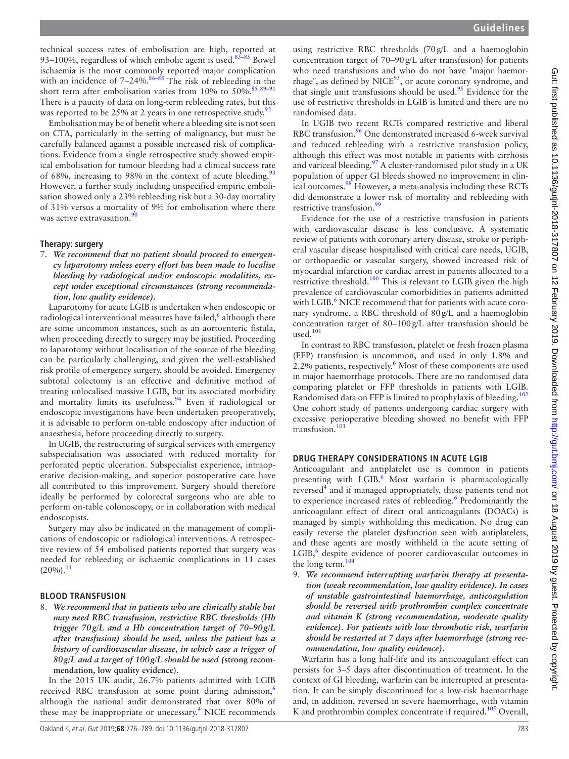technical success rates of embolisation are high, reported at 93–100%, regardless of which embolic agent is used.[83–85] Bowel ischaemia is the most commonly reported major complication with an incidence of 7–24%.[86–88] The risk of rebleeding in the short term after embolisation varies from 10% to 50%.[85 89–91] There is a paucity of data on long-term rebleeding rates, but this was reported to be 25% at 2 years in one retrospective study.[92]

Embolisation may be of benefit where a bleeding site is not seen on CTA, particularly in the setting of malignancy, but must be carefully balanced against a possible increased risk of complications. Evidence from a single retrospective study showed empirical embolisation for tumour bleeding had a clinical success rate of 68%, increasing to 98% in the context of acute bleeding.[93] However, a further study including unspecified empiric embolisation showed only a 23% rebleeding risk but a 30-day mortality of 31% versus a mortality of 9% for embolisation where there was active extravasation.[90]

### Therapy: surgery

7. ***We recommend that no patient should proceed to emergency laparotomy unless every effort has been made to localise bleeding by radiological and/or endoscopic modalities, except under exceptional circumstances (strong recommendation, low quality evidence).***

Laparotomy for acute LGIB is undertaken when endoscopic or radiological interventional measures have failed,[6] although there are some uncommon instances, such as an aortoenteric fistula, when proceeding directly to surgery may be justified. Proceeding to laparotomy without localisation of the source of the bleeding can be particularly challenging, and given the well-established risk profile of emergency surgery, should be avoided. Emergency subtotal colectomy is an effective and definitive method of treating unlocalised massive LGIB, but its associated morbidity and mortality limits its usefulness.[94] Even if radiological or endoscopic investigations have been undertaken preoperatively, it is advisable to perform on-table endoscopy after induction of anaesthesia, before proceeding directly to surgery.

In UGIB, the restructuring of surgical services with emergency subspecialisation was associated with reduced mortality for perforated peptic ulceration. Subspecialist experience, intraoperative decision-making, and superior postoperative care have all contributed to this improvement. Surgery should therefore ideally be performed by colorectal surgeons who are able to perform on-table colonoscopy, or in collaboration with medical endoscopists.

Surgery may also be indicated in the management of complications of endoscopic or radiological interventions. A retrospective review of 54 embolised patients reported that surgery was needed for rebleeding or ischaemic complications in 11 cases (20%).[11]

## BLOOD TRANSFUSION

8. ***We recommend that in patients who are clinically stable but may need RBC transfusion, restrictive RBC thresholds (Hb trigger 70 g/L and a Hb concentration target of 70–90 g/L after transfusion) should be used, unless the patient has a history of cardiovascular disease, in which case a trigger of 80 g/L and a target of 100 g/L should be used (*strong recommendation, low quality evidence*).***

In the 2015 UK audit, 26.7% patients admitted with LGIB received RBC transfusion at some point during admission,[6] although the national audit demonstrated that over 80% of these may be inappropriate or unecessary.[4] NICE recommends using restrictive RBC thresholds (70 g/L and a haemoglobin concentration target of 70–90 g/L after transfusion) for patients who need transfusions and who do not have "major haemorrhage", as defined by NICE[95], or acute coronary syndrome, and that single unit transfusions should be used.[95] Evidence for the use of restrictive thresholds in LGIB is limited and there are no randomised data.

In UGIB two recent RCTs compared restrictive and liberal RBC transfusion.[96] One demonstrated increased 6-week survival and reduced rebleeding with a restrictive transfusion policy, although this effect was most notable in patients with cirrhosis and variceal bleeding.[97] A cluster-randomised pilot study in a UK population of upper GI bleeds showed no improvement in clinical outcomes.[98] However, a meta-analysis including these RCTs did demonstrate a lower risk of mortality and rebleeding with restrictive transfusion.[99]

Evidence for the use of a restrictive transfusion in patients with cardiovascular disease is less conclusive. A systematic review of patients with coronary artery disease, stroke or peripheral vascular disease hospitalised with critical care needs, UGIB, or orthopaedic or vascular surgery, showed increased risk of myocardial infarction or cardiac arrest in patients allocated to a restrictive threshold.[100] This is relevant to LGIB given the high prevalence of cardiovascular comorbidities in patients admitted with LGIB.[6] NICE recommend that for patients with acute coronary syndrome, a RBC threshold of 80 g/L and a haemoglobin concentration target of 80–100 g/L after transfusion should be used.[101]

In contrast to RBC transfusion, platelet or fresh frozen plasma (FFP) transfusion is uncommon, and used in only 1.8% and 2.2% patients, respectively.[6] Most of these components are used in major haemorrhage protocols. There are no randomised data comparing platelet or FFP thresholds in patients with LGIB. Randomised data on FFP is limited to prophylaxis of bleeding.[102] One cohort study of patients undergoing cardiac surgery with excessive perioperative bleeding showed no benefit with FFP transfusion.[103]

## DRUG THERAPY CONSIDERATIONS IN ACUTE LGIB

Anticoagulant and antiplatelet use is common in patients presenting with LGIB.[6] Most warfarin is pharmacologically reversed[4] and if managed appropriately, these patients tend not to experience increased rates of rebleeding.[6] Predominantly the anticoagulant effect of direct oral anticoagulants (DOACs) is managed by simply withholding this medication. No drug can easily reverse the platelet dysfunction seen with antiplatelets, and these agents are mostly withheld in the acute setting of LGIB,[6] despite evidence of poorer cardiovascular outcomes in the long term.[104]

9. ***We recommend interrupting warfarin therapy at presentation (weak recommendation, low quality evidence). In cases of unstable gastrointestinal haemorrhage, anticoagulation should be reversed with prothrombin complex concentrate and vitamin K (strong recommendation, moderate quality evidence). For patients with low thrombotic risk, warfarin should be restarted at 7 days after haemorrhage (strong recommendation, low quality evidence).***

Warfarin has a long half-life and its anticoagulant effect can persists for 3–5 days after discontinuation of treatment. In the context of GI bleeding, warfarin can be interrupted at presentation. It can be simply discontinued for a low-risk haemorrhage and, in addition, reversed in severe haemorrhage, with vitamin K and prothrombin complex concentrate if required.[105] Overall,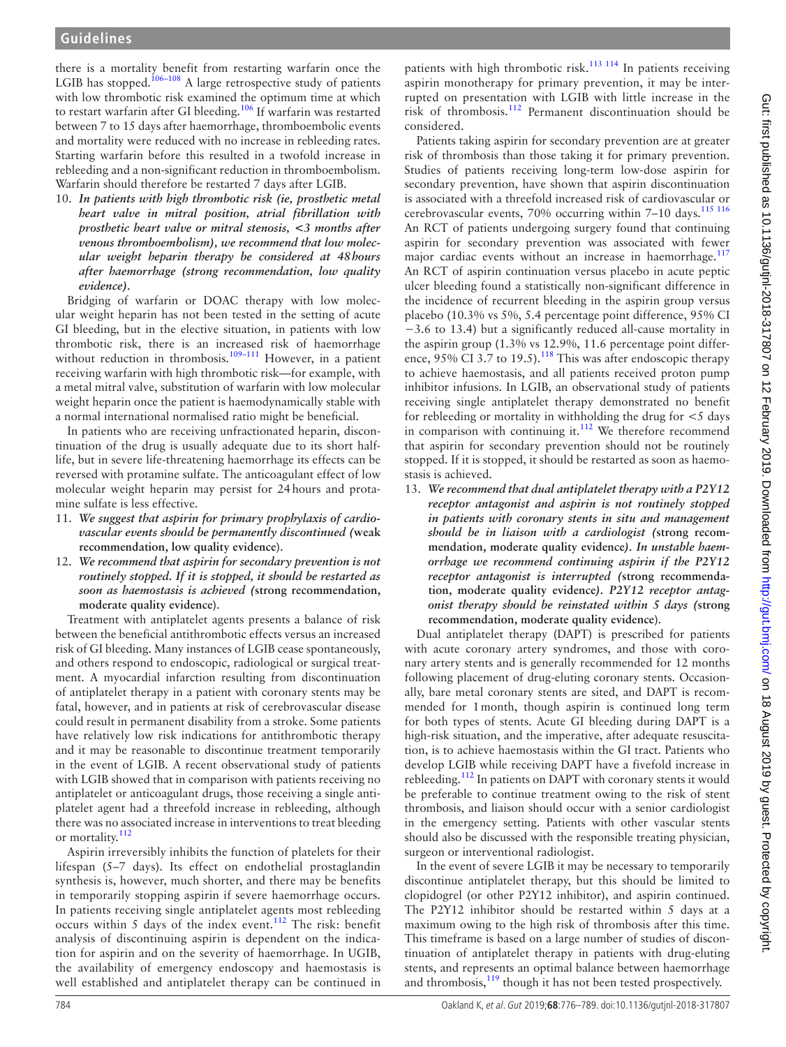there is a mortality benefit from restarting warfarin once the LGIB has stopped.[106–108] A large retrospective study of patients with low thrombotic risk examined the optimum time at which to restart warfarin after GI bleeding.[106] If warfarin was restarted between 7 to 15 days after haemorrhage, thromboembolic events and mortality were reduced with no increase in rebleeding rates. Starting warfarin before this resulted in a twofold increase in rebleeding and a non-significant reduction in thromboembolism. Warfarin should therefore be restarted 7 days after LGIB.

10. ***In patients with high thrombotic risk (ie, prosthetic metal heart valve in mitral position, atrial fibrillation with prosthetic heart valve or mitral stenosis, <3 months after venous thromboembolism), we recommend that low molecular weight heparin therapy be considered at 48 hours after haemorrhage (strong recommendation, low quality evidence).***

Bridging of warfarin or DOAC therapy with low molecular weight heparin has not been tested in the setting of acute GI bleeding, but in the elective situation, in patients with low thrombotic risk, there is an increased risk of haemorrhage without reduction in thrombosis.[109–111] However, in a patient receiving warfarin with high thrombotic risk—for example, with a metal mitral valve, substitution of warfarin with low molecular weight heparin once the patient is haemodynamically stable with a normal international normalised ratio might be beneficial.

In patients who are receiving unfractionated heparin, discontinuation of the drug is usually adequate due to its short half-life, but in severe life-threatening haemorrhage its effects can be reversed with protamine sulfate. The anticoagulant effect of low molecular weight heparin may persist for 24 hours and protamine sulfate is less effective.

11. ***We suggest that aspirin for primary prophylaxis of cardiovascular events should be permanently discontinued (*weak recommendation, low quality evidence*)*.**
12. ***We recommend that aspirin for secondary prevention is not routinely stopped. If it is stopped, it should be restarted as soon as haemostasis is achieved (*strong recommendation, moderate quality evidence*)*.**

Treatment with antiplatelet agents presents a balance of risk between the beneficial antithrombotic effects versus an increased risk of GI bleeding. Many instances of LGIB cease spontaneously, and others respond to endoscopic, radiological or surgical treatment. A myocardial infarction resulting from discontinuation of antiplatelet therapy in a patient with coronary stents may be fatal, however, and in patients at risk of cerebrovascular disease could result in permanent disability from a stroke. Some patients have relatively low risk indications for antithrombotic therapy and it may be reasonable to discontinue treatment temporarily in the event of LGIB. A recent observational study of patients with LGIB showed that in comparison with patients receiving no antiplatelet or anticoagulant drugs, those receiving a single antiplatelet agent had a threefold increase in rebleeding, although there was no associated increase in interventions to treat bleeding or mortality.[112]

Aspirin irreversibly inhibits the function of platelets for their lifespan (5–7 days). Its effect on endothelial prostaglandin synthesis is, however, much shorter, and there may be benefits in temporarily stopping aspirin if severe haemorrhage occurs. In patients receiving single antiplatelet agents most rebleeding occurs within 5 days of the index event.[112] The risk: benefit analysis of discontinuing aspirin is dependent on the indication for aspirin and on the severity of haemorrhage. In UGIB, the availability of emergency endoscopy and haemostasis is well established and antiplatelet therapy can be continued in patients with high thrombotic risk.[113 114] In patients receiving aspirin monotherapy for primary prevention, it may be interrupted on presentation with LGIB with little increase in the risk of thrombosis.[112] Permanent discontinuation should be considered.

Patients taking aspirin for secondary prevention are at greater risk of thrombosis than those taking it for primary prevention. Studies of patients receiving long-term low-dose aspirin for secondary prevention, have shown that aspirin discontinuation is associated with a threefold increased risk of cardiovascular or cerebrovascular events, 70% occurring within 7–10 days.[115 116] An RCT of patients undergoing surgery found that continuing aspirin for secondary prevention was associated with fewer major cardiac events without an increase in haemorrhage.[117] An RCT of aspirin continuation versus placebo in acute peptic ulcer bleeding found a statistically non-significant difference in the incidence of recurrent bleeding in the aspirin group versus placebo (10.3% vs 5%, 5.4 percentage point difference, 95% CI −3.6 to 13.4) but a significantly reduced all-cause mortality in the aspirin group (1.3% vs 12.9%, 11.6 percentage point difference, 95% CI 3.7 to 19.5).[118] This was after endoscopic therapy to achieve haemostasis, and all patients received proton pump inhibitor infusions. In LGIB, an observational study of patients receiving single antiplatelet therapy demonstrated no benefit for rebleeding or mortality in withholding the drug for <5 days in comparison with continuing it.[112] We therefore recommend that aspirin for secondary prevention should not be routinely stopped. If it is stopped, it should be restarted as soon as haemostasis is achieved.

13. ***We recommend that dual antiplatelet therapy with a P2Y12 receptor antagonist and aspirin is not routinely stopped in patients with coronary stents in situ and management should be in liaison with a cardiologist (*strong recommendation, moderate quality evidence*). In unstable haemorrhage we recommend continuing aspirin if the P2Y12 receptor antagonist is interrupted (*strong recommendation, moderate quality evidence*). P2Y12 receptor antagonist therapy should be reinstated within 5 days (*strong recommendation, moderate quality evidence*)*.**

Dual antiplatelet therapy (DAPT) is prescribed for patients with acute coronary artery syndromes, and those with coronary artery stents and is generally recommended for 12 months following placement of drug-eluting coronary stents. Occasionally, bare metal coronary stents are sited, and DAPT is recommended for 1 month, though aspirin is continued long term for both types of stents. Acute GI bleeding during DAPT is a high-risk situation, and the imperative, after adequate resuscitation, is to achieve haemostasis within the GI tract. Patients who develop LGIB while receiving DAPT have a fivefold increase in rebleeding.[112] In patients on DAPT with coronary stents it would be preferable to continue treatment owing to the risk of stent thrombosis, and liaison should occur with a senior cardiologist in the emergency setting. Patients with other vascular stents should also be discussed with the responsible treating physician, surgeon or interventional radiologist.

In the event of severe LGIB it may be necessary to temporarily discontinue antiplatelet therapy, but this should be limited to clopidogrel (or other P2Y12 inhibitor), and aspirin continued. The P2Y12 inhibitor should be restarted within 5 days at a maximum owing to the high risk of thrombosis after this time. This timeframe is based on a large number of studies of discontinuation of antiplatelet therapy in patients with drug-eluting stents, and represents an optimal balance between haemorrhage and thrombosis,[119] though it has not been tested prospectively.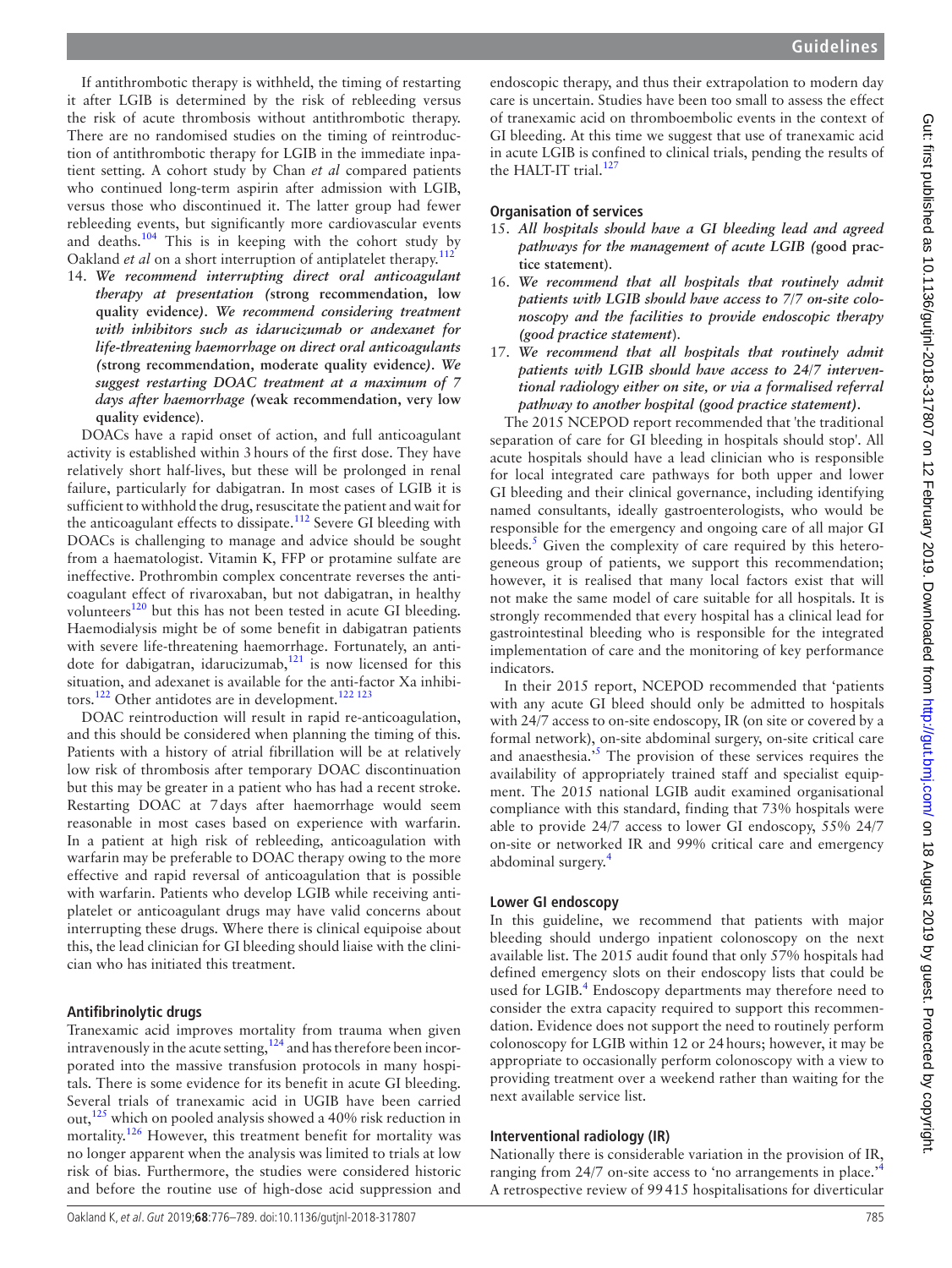If antithrombotic therapy is withheld, the timing of restarting it after LGIB is determined by the risk of rebleeding versus the risk of acute thrombosis without antithrombotic therapy. There are no randomised studies on the timing of reintroduction of antithrombotic therapy for LGIB in the immediate inpatient setting. A cohort study by Chan *et al* compared patients who continued long-term aspirin after admission with LGIB, versus those who discontinued it. The latter group had fewer rebleeding events, but significantly more cardiovascular events and deaths.[104] This is in keeping with the cohort study by Oakland *et al* on a short interruption of antiplatelet therapy.[112]

14. ***We recommend interrupting direct oral anticoagulant therapy at presentation (*****strong recommendation, low quality evidence*****). We recommend considering treatment with inhibitors such as idarucizumab or andexanet for life-threatening haemorrhage on direct oral anticoagulants (*****strong recommendation, moderate quality evidence*****). We suggest restarting DOAC treatment at a maximum of 7 days after haemorrhage (*****weak recommendation, very low quality evidence*****).**

DOACs have a rapid onset of action, and full anticoagulant activity is established within 3 hours of the first dose. They have relatively short half-lives, but these will be prolonged in renal failure, particularly for dabigatran. In most cases of LGIB it is sufficient to withhold the drug, resuscitate the patient and wait for the anticoagulant effects to dissipate.[112] Severe GI bleeding with DOACs is challenging to manage and advice should be sought from a haematologist. Vitamin K, FFP or protamine sulfate are ineffective. Prothrombin complex concentrate reverses the anticoagulant effect of rivaroxaban, but not dabigatran, in healthy volunteers[120] but this has not been tested in acute GI bleeding. Haemodialysis might be of some benefit in dabigatran patients with severe life-threatening haemorrhage. Fortunately, an antidote for dabigatran, idarucizumab,[121] is now licensed for this situation, and adexanet is available for the anti-factor Xa inhibitors.[122] Other antidotes are in development.[122 123]

DOAC reintroduction will result in rapid re-anticoagulation, and this should be considered when planning the timing of this. Patients with a history of atrial fibrillation will be at relatively low risk of thrombosis after temporary DOAC discontinuation but this may be greater in a patient who has had a recent stroke. Restarting DOAC at 7 days after haemorrhage would seem reasonable in most cases based on experience with warfarin. In a patient at high risk of rebleeding, anticoagulation with warfarin may be preferable to DOAC therapy owing to the more effective and rapid reversal of anticoagulation that is possible with warfarin. Patients who develop LGIB while receiving antiplatelet or anticoagulant drugs may have valid concerns about interrupting these drugs. Where there is clinical equipoise about this, the lead clinician for GI bleeding should liaise with the clinician who has initiated this treatment.

### Antifibrinolytic drugs

Tranexamic acid improves mortality from trauma when given intravenously in the acute setting,[124] and has therefore been incorporated into the massive transfusion protocols in many hospitals. There is some evidence for its benefit in acute GI bleeding. Several trials of tranexamic acid in UGIB have been carried out,[125] which on pooled analysis showed a 40% risk reduction in mortality.[126] However, this treatment benefit for mortality was no longer apparent when the analysis was limited to trials at low risk of bias. Furthermore, the studies were considered historic and before the routine use of high-dose acid suppression and endoscopic therapy, and thus their extrapolation to modern day care is uncertain. Studies have been too small to assess the effect of tranexamic acid on thromboembolic events in the context of GI bleeding. At this time we suggest that use of tranexamic acid in acute LGIB is confined to clinical trials, pending the results of the HALT-IT trial.[127]

### Organisation of services

15. ***All hospitals should have a GI bleeding lead and agreed pathways for the management of acute LGIB (*****good practice statement*****).**
16. ***We recommend that all hospitals that routinely admit patients with LGIB should have access to 7/7 on-site colonoscopy and the facilities to provide endoscopic therapy (good practice statement).***
17. ***We recommend that all hospitals that routinely admit patients with LGIB should have access to 24/7 interventional radiology either on site, or via a formalised referral pathway to another hospital (good practice statement).***

The 2015 NCEPOD report recommended that 'the traditional separation of care for GI bleeding in hospitals should stop'. All acute hospitals should have a lead clinician who is responsible for local integrated care pathways for both upper and lower GI bleeding and their clinical governance, including identifying named consultants, ideally gastroenterologists, who would be responsible for the emergency and ongoing care of all major GI bleeds.[5] Given the complexity of care required by this heterogeneous group of patients, we support this recommendation; however, it is realised that many local factors exist that will not make the same model of care suitable for all hospitals. It is strongly recommended that every hospital has a clinical lead for gastrointestinal bleeding who is responsible for the integrated implementation of care and the monitoring of key performance indicators.

In their 2015 report, NCEPOD recommended that 'patients with any acute GI bleed should only be admitted to hospitals with 24/7 access to on-site endoscopy, IR (on site or covered by a formal network), on-site abdominal surgery, on-site critical care and anaesthesia.'[5] The provision of these services requires the availability of appropriately trained staff and specialist equipment. The 2015 national LGIB audit examined organisational compliance with this standard, finding that 73% hospitals were able to provide 24/7 access to lower GI endoscopy, 55% 24/7 on-site or networked IR and 99% critical care and emergency abdominal surgery.[4]

### Lower GI endoscopy

In this guideline, we recommend that patients with major bleeding should undergo inpatient colonoscopy on the next available list. The 2015 audit found that only 57% hospitals had defined emergency slots on their endoscopy lists that could be used for LGIB.[4] Endoscopy departments may therefore need to consider the extra capacity required to support this recommendation. Evidence does not support the need to routinely perform colonoscopy for LGIB within 12 or 24 hours; however, it may be appropriate to occasionally perform colonoscopy with a view to providing treatment over a weekend rather than waiting for the next available service list.

### Interventional radiology (IR)

Nationally there is considerable variation in the provision of IR, ranging from 24/7 on-site access to 'no arrangements in place.'[4] A retrospective review of 99 415 hospitalisations for diverticular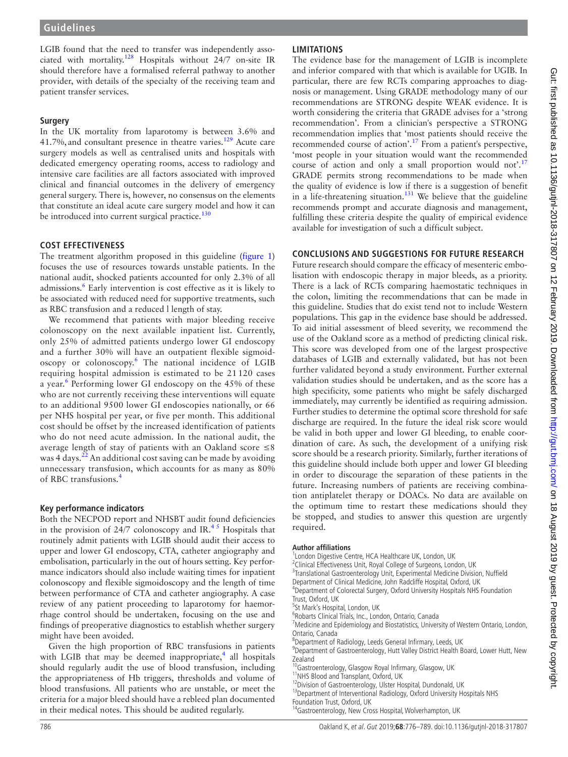LGIB found that the need to transfer was independently associated with mortality.[128] Hospitals without 24/7 on-site IR should therefore have a formalised referral pathway to another provider, with details of the specialty of the receiving team and patient transfer services.

### Surgery

In the UK mortality from laparotomy is between 3.6% and 41.7%, and consultant presence in theatre varies.[129] Acute care surgery models as well as centralised units and hospitals with dedicated emergency operating rooms, access to radiology and intensive care facilities are all factors associated with improved clinical and financial outcomes in the delivery of emergency general surgery. There is, however, no consensus on the elements that constitute an ideal acute care surgery model and how it can be introduced into current surgical practice.[130]

## COST EFFECTIVENESS

The treatment algorithm proposed in this guideline (figure 1) focuses the use of resources towards unstable patients. In the national audit, shocked patients accounted for only 2.3% of all admissions.[6] Early intervention is cost effective as it is likely to be associated with reduced need for supportive treatments, such as RBC transfusion and a reduced l length of stay.

We recommend that patients with major bleeding receive colonoscopy on the next available inpatient list. Currently, only 25% of admitted patients undergo lower GI endoscopy and a further 30% will have an outpatient flexible sigmoidoscopy or colonoscopy.[6] The national incidence of LGIB requiring hospital admission is estimated to be 21 120 cases a year.[6] Performing lower GI endoscopy on the 45% of these who are not currently receiving these interventions will equate to an additional 9500 lower GI endoscopies nationally, or 66 per NHS hospital per year, or five per month. This additional cost should be offset by the increased identification of patients who do not need acute admission. In the national audit, the average length of stay of patients with an Oakland score ≤8 was 4 days.[22] An additional cost saving can be made by avoiding unnecessary transfusion, which accounts for as many as 80% of RBC transfusions.[4]

### Key performance indicators

Both the NECPOD report and NHSBT audit found deficiencies in the provision of 24/7 colonoscopy and IR.[4 5] Hospitals that routinely admit patients with LGIB should audit their access to upper and lower GI endoscopy, CTA, catheter angiography and embolisation, particularly in the out of hours setting. Key performance indicators should also include waiting times for inpatient colonoscopy and flexible sigmoidoscopy and the length of time between performance of CTA and catheter angiography. A case review of any patient proceeding to laparotomy for haemorrhage control should be undertaken, focusing on the use and findings of preoperative diagnostics to establish whether surgery might have been avoided.

Given the high proportion of RBC transfusions in patients with LGIB that may be deemed inappropriate,[4] all hospitals should regularly audit the use of blood transfusion, including the appropriateness of Hb triggers, thresholds and volume of blood transfusions. All patients who are unstable, or meet the criteria for a major bleed should have a rebleed plan documented in their medical notes. This should be audited regularly.

## LIMITATIONS

The evidence base for the management of LGIB is incomplete and inferior compared with that which is available for UGIB. In particular, there are few RCTs comparing approaches to diagnosis or management. Using GRADE methodology many of our recommendations are STRONG despite WEAK evidence. It is worth considering the criteria that GRADE advises for a 'strong recommendation'. From a clinician's perspective a STRONG recommendation implies that 'most patients should receive the recommended course of action'.[17] From a patient's perspective, 'most people in your situation would want the recommended course of action and only a small proportion would not'.[17] GRADE permits strong recommendations to be made when the quality of evidence is low if there is a suggestion of benefit in a life-threatening situation.[131] We believe that the guideline recommends prompt and accurate diagnosis and management, fulfilling these criteria despite the quality of empirical evidence available for investigation of such a difficult subject.

## CONCLUSIONS AND SUGGESTIONS FOR FUTURE RESEARCH

Future research should compare the efficacy of mesenteric embolisation with endoscopic therapy in major bleeds, as a priority. There is a lack of RCTs comparing haemostatic techniques in the colon, limiting the recommendations that can be made in this guideline. Studies that do exist tend not to include Western populations. This gap in the evidence base should be addressed. To aid initial assessment of bleed severity, we recommend the use of the Oakland score as a method of predicting clinical risk. This score was developed from one of the largest prospective databases of LGIB and externally validated, but has not been further validated beyond a study environment. Further external validation studies should be undertaken, and as the score has a high specificity, some patients who might be safely discharged immediately, may currently be identified as requiring admission. Further studies to determine the optimal score threshold for safe discharge are required. In the future the ideal risk score would be valid in both upper and lower GI bleeding, to enable coordination of care. As such, the development of a unifying risk score should be a research priority. Similarly, further iterations of this guideline should include both upper and lower GI bleeding in order to discourage the separation of these patients in the future. Increasing numbers of patients are receiving combination antiplatelet therapy or DOACs. No data are available on the optimum time to restart these medications should they be stopped, and studies to answer this question are urgently required.

**Author affiliations**

[1]London Digestive Centre, HCA Healthcare UK, London, UK
[2]Clinical Effectiveness Unit, Royal College of Surgeons, London, UK
[3]Translational Gastroenterology Unit, Experimental Medicine Division, Nuffield Department of Clinical Medicine, John Radcliffe Hospital, Oxford, UK
[4]Department of Colorectal Surgery, Oxford University Hospitals NHS Foundation Trust, Oxford, UK
[5]St Mark's Hospital, London, UK
[6]Robarts Clinical Trials, Inc., London, Ontario, Canada
[7]Medicine and Epidemiology and Biostatistics, University of Western Ontario, London, Ontario, Canada
[8]Department of Radiology, Leeds General Infirmary, Leeds, UK
[9]Department of Gastroenterology, Hutt Valley District Health Board, Lower Hutt, New Zealand
[10]Gastroenterology, Glasgow Royal Infirmary, Glasgow, UK
[11]NHS Blood and Transplant, Oxford, UK
[12]Division of Gastroenterology, Ulster Hospital, Dundonald, UK
[13]Department of Interventional Radiology, Oxford University Hospitals NHS Foundation Trust, Oxford, UK
[14]Gastroenterology, New Cross Hospital, Wolverhampton, UK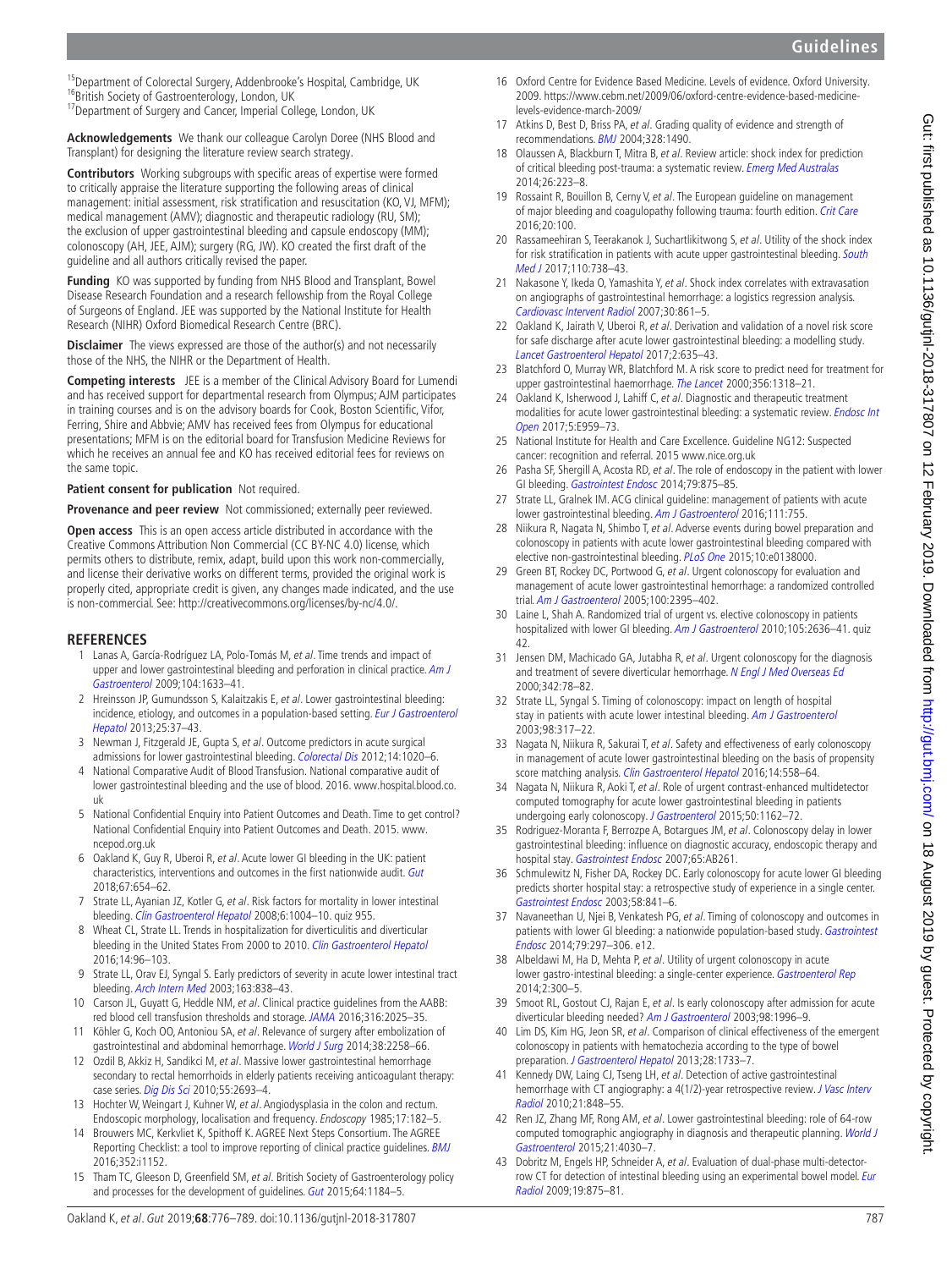[15]Department of Colorectal Surgery, Addenbrooke's Hospital, Cambridge, UK
[16]British Society of Gastroenterology, London, UK
[17]Department of Surgery and Cancer, Imperial College, London, UK

**Acknowledgements** We thank our colleague Carolyn Doree (NHS Blood and Transplant) for designing the literature review search strategy.

**Contributors** Working subgroups with specific areas of expertise were formed to critically appraise the literature supporting the following areas of clinical management: initial assessment, risk stratification and resuscitation (KO, VJ, MFM); medical management (AMV); diagnostic and therapeutic radiology (RU, SM); the exclusion of upper gastrointestinal bleeding and capsule endoscopy (MM); colonoscopy (AH, JEE, AJM); surgery (RG, JW). KO created the first draft of the guideline and all authors critically revised the paper.

**Funding** KO was supported by funding from NHS Blood and Transplant, Bowel Disease Research Foundation and a research fellowship from the Royal College of Surgeons of England. JEE was supported by the National Institute for Health Research (NIHR) Oxford Biomedical Research Centre (BRC).

**Disclaimer** The views expressed are those of the author(s) and not necessarily those of the NHS, the NIHR or the Department of Health.

**Competing interests** JEE is a member of the Clinical Advisory Board for Lumendi and has received support for departmental research from Olympus; AJM participates in training courses and is on the advisory boards for Cook, Boston Scientific, Vifor, Ferring, Shire and Abbvie; AMV has received fees from Olympus for educational presentations; MFM is on the editorial board for Transfusion Medicine Reviews for which he receives an annual fee and KO has received editorial fees for reviews on the same topic.

**Patient consent for publication** Not required.

**Provenance and peer review** Not commissioned; externally peer reviewed.

**Open access** This is an open access article distributed in accordance with the Creative Commons Attribution Non Commercial (CC BY-NC 4.0) license, which permits others to distribute, remix, adapt, build upon this work non-commercially, and license their derivative works on different terms, provided the original work is properly cited, appropriate credit is given, any changes made indicated, and the use is non-commercial. See: http://creativecommons.org/licenses/by-nc/4.0/.

## REFERENCES

1. Lanas A, García-Rodríguez LA, Polo-Tomás M, *et al*. Time trends and impact of upper and lower gastrointestinal bleeding and perforation in clinical practice. *Am J Gastroenterol* 2009;104:1633–41.
2. Hreinsson JP, Gumundsson S, Kalaitzakis E, *et al*. Lower gastrointestinal bleeding: incidence, etiology, and outcomes in a population-based setting. *Eur J Gastroenterol Hepatol* 2013;25:37–43.
3. Newman J, Fitzgerald JE, Gupta S, *et al*. Outcome predictors in acute surgical admissions for lower gastrointestinal bleeding. *Colorectal Dis* 2012;14:1020–6.
4. National Comparative Audit of Blood Transfusion. National comparative audit of lower gastrointestinal bleeding and the use of blood. 2016. www.hospital.blood.co.uk
5. National Confidential Enquiry into Patient Outcomes and Death. Time to get control? National Confidential Enquiry into Patient Outcomes and Death. 2015. www.ncepod.org.uk
6. Oakland K, Guy R, Uberoi R, *et al*. Acute lower GI bleeding in the UK: patient characteristics, interventions and outcomes in the first nationwide audit. *Gut* 2018;67:654–62.
7. Strate LL, Ayanian JZ, Kotler G, *et al*. Risk factors for mortality in lower intestinal bleeding. *Clin Gastroenterol Hepatol* 2008;6:1004–10. quiz 955.
8. Wheat CL, Strate LL. Trends in hospitalization for diverticulitis and diverticular bleeding in the United States From 2000 to 2010. *Clin Gastroenterol Hepatol* 2016;14:96–103.
9. Strate LL, Orav EJ, Syngal S. Early predictors of severity in acute lower intestinal tract bleeding. *Arch Intern Med* 2003;163:838–43.
10. Carson JL, Guyatt G, Heddle NM, *et al*. Clinical practice guidelines from the AABB: red blood cell transfusion thresholds and storage. *JAMA* 2016;316:2025–35.
11. Köhler G, Koch OO, Antoniou SA, *et al*. Relevance of surgery after embolization of gastrointestinal and abdominal hemorrhage. *World J Surg* 2014;38:2258–66.
12. Ozdil B, Akkiz H, Sandikci M, *et al*. Massive lower gastrointestinal hemorrhage secondary to rectal hemorrhoids in elderly patients receiving anticoagulant therapy: case series. *Dig Dis Sci* 2010;55:2693–4.
13. Hochter W, Weingart J, Kuhner W, *et al*. Angiodysplasia in the colon and rectum. Endoscopic morphology, localisation and frequency. *Endoscopy* 1985;17:182–5.
14. Brouwers MC, Kerkvliet K, Spithoff K. AGREE Next Steps Consortium. The AGREE Reporting Checklist: a tool to improve reporting of clinical practice guidelines. *BMJ* 2016;352:i1152.
15. Tham TC, Gleeson D, Greenfield SM, *et al*. British Society of Gastroenterology policy and processes for the development of guidelines. *Gut* 2015;64:1184–5.
16. Oxford Centre for Evidence Based Medicine. Levels of evidence. Oxford University. 2009. https://www.cebm.net/2009/06/oxford-centre-evidence-based-medicine-levels-evidence-march-2009/
17. Atkins D, Best D, Briss PA, *et al*. Grading quality of evidence and strength of recommendations. *BMJ* 2004;328:1490.
18. Olaussen A, Blackburn T, Mitra B, *et al*. Review article: shock index for prediction of critical bleeding post-trauma: a systematic review. *Emerg Med Australas* 2014;26:223–8.
19. Rossaint R, Bouillon B, Cerny V, *et al*. The European guideline on management of major bleeding and coagulopathy following trauma: fourth edition. *Crit Care* 2016;20:100.
20. Rassameehiran S, Teerakanok J, Suchartlikitwong S, *et al*. Utility of the shock index for risk stratification in patients with acute upper gastrointestinal bleeding. *South Med J* 2017;110:738–43.
21. Nakasone Y, Ikeda O, Yamashita Y, *et al*. Shock index correlates with extravasation on angiographs of gastrointestinal hemorrhage: a logistics regression analysis. *Cardiovasc Intervent Radiol* 2007;30:861–5.
22. Oakland K, Jairath V, Uberoi R, *et al*. Derivation and validation of a novel risk score for safe discharge after acute lower gastrointestinal bleeding: a modelling study. *Lancet Gastroenterol Hepatol* 2017;2:635–43.
23. Blatchford O, Murray WR, Blatchford M. A risk score to predict need for treatment for upper gastrointestinal haemorrhage. *The Lancet* 2000;356:1318–21.
24. Oakland K, Isherwood J, Lahiff C, *et al*. Diagnostic and therapeutic treatment modalities for acute lower gastrointestinal bleeding: a systematic review. *Endosc Int Open* 2017;5:E959–73.
25. National Institute for Health and Care Excellence. Guideline NG12: Suspected cancer: recognition and referral. 2015 www.nice.org.uk
26. Pasha SF, Shergill A, Acosta RD, *et al*. The role of endoscopy in the patient with lower GI bleeding. *Gastrointest Endosc* 2014;79:875–85.
27. Strate LL, Gralnek IM. ACG clinical guideline: management of patients with acute lower gastrointestinal bleeding. *Am J Gastroenterol* 2016;111:755.
28. Niikura R, Nagata N, Shimbo T, *et al*. Adverse events during bowel preparation and colonoscopy in patients with acute lower gastrointestinal bleeding compared with elective non-gastrointestinal bleeding. *PLoS One* 2015;10:e0138000.
29. Green BT, Rockey DC, Portwood G, *et al*. Urgent colonoscopy for evaluation and management of acute lower gastrointestinal hemorrhage: a randomized controlled trial. *Am J Gastroenterol* 2005;100:2395–402.
30. Laine L, Shah A. Randomized trial of urgent vs. elective colonoscopy in patients hospitalized with lower GI bleeding. *Am J Gastroenterol* 2010;105:2636–41. quiz 42.
31. Jensen DM, Machicado GA, Jutabha R, *et al*. Urgent colonoscopy for the diagnosis and treatment of severe diverticular hemorrhage. *N Engl J Med Overseas Ed* 2000;342:78–82.
32. Strate LL, Syngal S. Timing of colonoscopy: impact on length of hospital stay in patients with acute lower intestinal bleeding. *Am J Gastroenterol* 2003;98:317–22.
33. Nagata N, Niikura R, Sakurai T, *et al*. Safety and effectiveness of early colonoscopy in management of acute lower gastrointestinal bleeding on the basis of propensity score matching analysis. *Clin Gastroenterol Hepatol* 2016;14:558–64.
34. Nagata N, Niikura R, Aoki T, *et al*. Role of urgent contrast-enhanced multidetector computed tomography for acute lower gastrointestinal bleeding in patients undergoing early colonoscopy. *J Gastroenterol* 2015;50:1162–72.
35. Rodriguez-Moranta F, Berrozpe A, Botargues JM, *et al*. Colonoscopy delay in lower gastrointestinal bleeding: influence on diagnostic accuracy, endoscopic therapy and hospital stay. *Gastrointest Endosc* 2007;65:AB261.
36. Schmulewitz N, Fisher DA, Rockey DC. Early colonoscopy for acute lower GI bleeding predicts shorter hospital stay: a retrospective study of experience in a single center. *Gastrointest Endosc* 2003;58:841–6.
37. Navaneethan U, Njei B, Venkatesh PG, *et al*. Timing of colonoscopy and outcomes in patients with lower GI bleeding: a nationwide population-based study. *Gastrointest Endosc* 2014;79:297–306. e12.
38. Albeldawi M, Ha D, Mehta P, *et al*. Utility of urgent colonoscopy in acute lower gastro-intestinal bleeding: a single-center experience. *Gastroenterol Rep* 2014;2:300–5.
39. Smoot RL, Gostout CJ, Rajan E, *et al*. Is early colonoscopy after admission for acute diverticular bleeding needed? *Am J Gastroenterol* 2003;98:1996–9.
40. Lim DS, Kim HG, Jeon SR, *et al*. Comparison of clinical effectiveness of the emergent colonoscopy in patients with hematochezia according to the type of bowel preparation. *J Gastroenterol Hepatol* 2013;28:1733–7.
41. Kennedy DW, Laing CJ, Tseng LH, *et al*. Detection of active gastrointestinal hemorrhage with CT angiography: a 4(1/2)-year retrospective review. *J Vasc Interv Radiol* 2010;21:848–55.
42. Ren JZ, Zhang MF, Rong AM, *et al*. Lower gastrointestinal bleeding: role of 64-row computed tomographic angiography in diagnosis and therapeutic planning. *World J Gastroenterol* 2015;21:4030–7.
43. Dobritz M, Engels HP, Schneider A, *et al*. Evaluation of dual-phase multi-detector-row CT for detection of intestinal bleeding using an experimental bowel model. *Eur Radiol* 2009;19:875–81.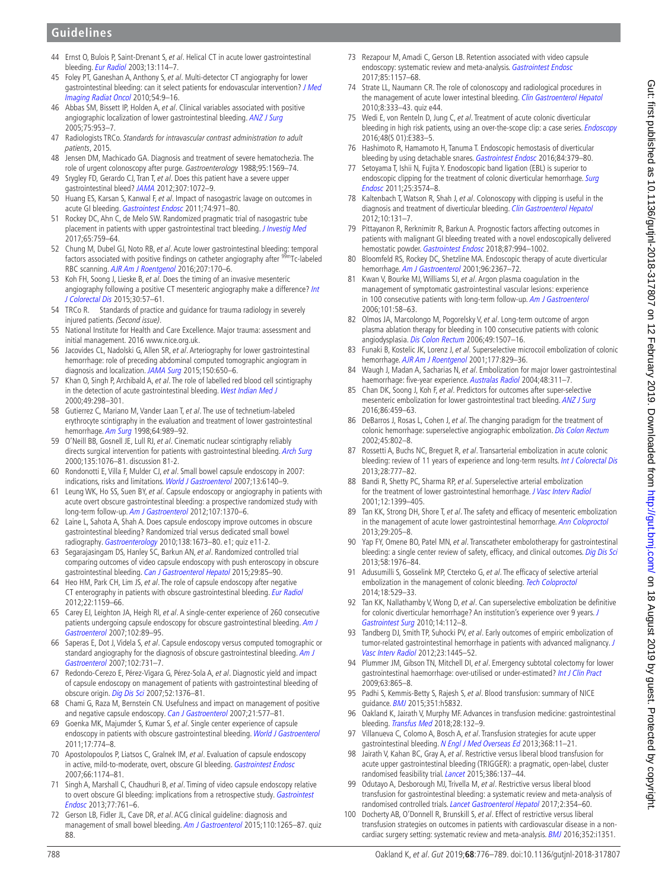44 Ernst O, Bulois P, Saint-Drenant S, *et al*. Helical CT in acute lower gastrointestinal bleeding. *Eur Radiol* 2003;13:114–7.

45 Foley PT, Ganeshan A, Anthony S, *et al*. Multi-detector CT angiography for lower gastrointestinal bleeding: can it select patients for endovascular intervention? *J Med Imaging Radiat Oncol* 2010;54:9–16.

46 Abbas SM, Bissett IP, Holden A, *et al*. Clinical variables associated with positive angiographic localization of lower gastrointestinal bleeding. *ANZ J Surg* 2005;75:953–7.

47 Radiologists TRCo. *Standards for intravascular contrast administration to adult patients*, 2015.

48 Jensen DM, Machicado GA. Diagnosis and treatment of severe hematochezia. The role of urgent colonoscopy after purge. *Gastroenterology* 1988;95:1569–74.

49 Srygley FD, Gerardo CJ, Tran T, *et al*. Does this patient have a severe upper gastrointestinal bleed? *JAMA* 2012;307:1072–9.

50 Huang ES, Karsan S, Kanwal F, *et al*. Impact of nasogastric lavage on outcomes in acute GI bleeding. *Gastrointest Endosc* 2011;74:971–80.

51 Rockey DC, Ahn C, de Melo SW. Randomized pragmatic trial of nasogastric tube placement in patients with upper gastrointestinal tract bleeding. *J Investig Med* 2017;65:759–64.

52 Chung M, Dubel GJ, Noto RB, *et al*. Acute lower gastrointestinal bleeding: temporal factors associated with positive findings on catheter angiography after $^{99m}$Tc-labeled RBC scanning. *AJR Am J Roentgenol* 2016;207:170–6.

53 Koh FH, Soong J, Lieske B, *et al*. Does the timing of an invasive mesenteric angiography following a positive CT mesenteric angiography make a difference? *Int J Colorectal Dis* 2015;30:57–61.

54 TRCo R. Standards of practice and guidance for trauma radiology in severely injured patients. *(Second issue)*.

55 National Institute for Health and Care Excellence. Major trauma: assessment and initial management. 2016 www.nice.org.uk.

56 Jacovides CL, Nadolski G, Allen SR, *et al*. Arteriography for lower gastrointestinal hemorrhage: role of preceding abdominal computed tomographic angiogram in diagnosis and localization. *JAMA Surg* 2015;150:650–6.

57 Khan O, Singh P, Archibald A, *et al*. The role of labelled red blood cell scintigraphy in the detection of acute gastrointestinal bleeding. *West Indian Med J* 2000;49:298–301.

58 Gutierrez C, Mariano M, Vander Laan T, *et al*. The use of technetium-labeled erythrocyte scintigraphy in the evaluation and treatment of lower gastrointestinal hemorrhage. *Am Surg* 1998;64:989–92.

59 O'Neill BB, Gosnell JE, Lull RJ, *et al*. Cinematic nuclear scintigraphy reliably directs surgical intervention for patients with gastrointestinal bleeding. *Arch Surg* 2000;135:1076–81. discussion 81-2.

60 Rondonotti E, Villa F, Mulder CJ, *et al*. Small bowel capsule endoscopy in 2007: indications, risks and limitations. *World J Gastroenterol* 2007;13:6140–9.

61 Leung WK, Ho SS, Suen BY, *et al*. Capsule endoscopy or angiography in patients with acute overt obscure gastrointestinal bleeding: a prospective randomized study with long-term follow-up. *Am J Gastroenterol* 2012;107:1370–6.

62 Laine L, Sahota A, Shah A. Does capsule endoscopy improve outcomes in obscure gastrointestinal bleeding? Randomized trial versus dedicated small bowel radiography. *Gastroenterology* 2010;138:1673–80. e1; quiz e11-2.

63 Segarajasingam DS, Hanley SC, Barkun AN, *et al*. Randomized controlled trial comparing outcomes of video capsule endoscopy with push enteroscopy in obscure gastrointestinal bleeding. *Can J Gastroenterol Hepatol* 2015;29:85–90.

64 Heo HM, Park CH, Lim JS, *et al*. The role of capsule endoscopy after negative CT enterography in patients with obscure gastrointestinal bleeding. *Eur Radiol* 2012;22:1159–66.

65 Carey EJ, Leighton JA, Heigh RI, *et al*. A single-center experience of 260 consecutive patients undergoing capsule endoscopy for obscure gastrointestinal bleeding. *Am J Gastroenterol* 2007;102:89–95.

66 Saperas E, Dot J, Videla S, *et al*. Capsule endoscopy versus computed tomographic or standard angiography for the diagnosis of obscure gastrointestinal bleeding. *Am J Gastroenterol* 2007;102:731–7.

67 Redondo-Cerezo E, Pérez-Vigara G, Pérez-Sola A, *et al*. Diagnostic yield and impact of capsule endoscopy on management of patients with gastrointestinal bleeding of obscure origin. *Dig Dis Sci* 2007;52:1376–81.

68 Chami G, Raza M, Bernstein CN. Usefulness and impact on management of positive and negative capsule endoscopy. *Can J Gastroenterol* 2007;21:577–81.

69 Goenka MK, Majumder S, Kumar S, *et al*. Single center experience of capsule endoscopy in patients with obscure gastrointestinal bleeding. *World J Gastroenterol* 2011;17:774–8.

70 Apostolopoulos P, Liatsos C, Gralnek IM, *et al*. Evaluation of capsule endoscopy in active, mild-to-moderate, overt, obscure GI bleeding. *Gastrointest Endosc* 2007;66:1174–81.

71 Singh A, Marshall C, Chaudhuri B, *et al*. Timing of video capsule endoscopy relative to overt obscure GI bleeding: implications from a retrospective study. *Gastrointest Endosc* 2013;77:761–6.

72 Gerson LB, Fidler JL, Cave DR, *et al*. ACG clinical guideline: diagnosis and management of small bowel bleeding. *Am J Gastroenterol* 2015;110:1265–87. quiz 88.

73 Rezapour M, Amadi C, Gerson LB. Retention associated with video capsule endoscopy: systematic review and meta-analysis. *Gastrointest Endosc* 2017;85:1157–68.

74 Strate LL, Naumann CR. The role of colonoscopy and radiological procedures in the management of acute lower intestinal bleeding. *Clin Gastroenterol Hepatol* 2010;8:333–43. quiz e44.

75 Wedi E, von Renteln D, Jung C, *et al*. Treatment of acute colonic diverticular bleeding in high risk patients, using an over-the-scope clip: a case series. *Endoscopy* 2016;48(S 01):E383–5.

76 Hashimoto R, Hamamoto H, Tanuma T. Endoscopic hemostasis of diverticular bleeding by using detachable snares. *Gastrointest Endosc* 2016;84:379–80.

77 Setoyama T, Ishii N, Fujita Y. Enodoscopic band ligation (EBL) is superior to endoscopic clipping for the treatment of colonic diverticular hemorrhage. *Surg Endosc* 2011;25:3574–8.

78 Kaltenbach T, Watson R, Shah J, *et al*. Colonoscopy with clipping is useful in the diagnosis and treatment of diverticular bleeding. *Clin Gastroenterol Hepatol* 2012;10:131–7.

79 Pittayanon R, Rerknimitr R, Barkun A. Prognostic factors affecting outcomes in patients with malignant GI bleeding treated with a novel endoscopically delivered hemostatic powder. *Gastrointest Endosc* 2018;87:994–1002.

80 Bloomfeld RS, Rockey DC, Shetzline MA. Endoscopic therapy of acute diverticular hemorrhage. *Am J Gastroenterol* 2001;96:2367–72.

81 Kwan V, Bourke MJ, Williams SJ, *et al*. Argon plasma coagulation in the management of symptomatic gastrointestinal vascular lesions: experience in 100 consecutive patients with long-term follow-up. *Am J Gastroenterol* 2006;101:58–63.

82 Olmos JA, Marcolongo M, Pogorelsky V, *et al*. Long-term outcome of argon plasma ablation therapy for bleeding in 100 consecutive patients with colonic angiodysplasia. *Dis Colon Rectum* 2006;49:1507–16.

83 Funaki B, Kostelic JK, Lorenz J, *et al*. Superselective microcoil embolization of colonic hemorrhage. *AJR Am J Roentgenol* 2001;177:829–36.

84 Waugh J, Madan A, Sacharias N, *et al*. Embolization for major lower gastrointestinal haemorrhage: five-year experience. *Australas Radiol* 2004;48:311–7.

85 Chan DK, Soong J, Koh F, *et al*. Predictors for outcomes after super-selective mesenteric embolization for lower gastrointestinal tract bleeding. *ANZ J Surg* 2016;86:459–63.

86 DeBarros J, Rosas L, Cohen J, *et al*. The changing paradigm for the treatment of colonic hemorrhage: superselective angiographic embolization. *Dis Colon Rectum* 2002;45:802–8.

87 Rossetti A, Buchs NC, Breguet R, *et al*. Transarterial embolization in acute colonic bleeding: review of 11 years of experience and long-term results. *Int J Colorectal Dis* 2013;28:777–82.

88 Bandi R, Shetty PC, Sharma RP, *et al*. Superselective arterial embolization for the treatment of lower gastrointestinal hemorrhage. *J Vasc Interv Radiol* 2001;12:1399–405.

89 Tan KK, Strong DH, Shore T, *et al*. The safety and efficacy of mesenteric embolization in the management of acute lower gastrointestinal hemorrhage. *Ann Coloproctol* 2013;29:205–8.

90 Yap FY, Omene BO, Patel MN, *et al*. Transcatheter embolotherapy for gastrointestinal bleeding: a single center review of safety, efficacy, and clinical outcomes. *Dig Dis Sci* 2013;58:1976–84.

91 Adusumilli S, Gosselink MP, Ctercteko G, *et al*. The efficacy of selective arterial embolization in the management of colonic bleeding. *Tech Coloproctol* 2014;18:529–33.

92 Tan KK, Nallathamby V, Wong D, *et al*. Can superselective embolization be definitive for colonic diverticular hemorrhage? An institution's experience over 9 years. *J Gastrointest Surg* 2010;14:112–8.

93 Tandberg DJ, Smith TP, Suhocki PV, *et al*. Early outcomes of empiric embolization of tumor-related gastrointestinal hemorrhage in patients with advanced malignancy. *J Vasc Interv Radiol* 2012;23:1445–52.

94 Plummer JM, Gibson TN, Mitchell DI, *et al*. Emergency subtotal colectomy for lower gastrointestinal haemorrhage: over-utilised or under-estimated? *Int J Clin Pract* 2009;63:865–8.

95 Padhi S, Kemmis-Betty S, Rajesh S, *et al*. Blood transfusion: summary of NICE guidance. *BMJ* 2015;351:h5832.

96 Oakland K, Jairath V, Murphy MF. Advances in transfusion medicine: gastrointestinal bleeding. *Transfus Med* 2018;28:132–9.

97 Villanueva C, Colomo A, Bosch A, *et al*. Transfusion strategies for acute upper gastrointestinal bleeding. *N Engl J Med Overseas Ed* 2013;368:11–21.

98 Jairath V, Kahan BC, Gray A, *et al*. Restrictive versus liberal blood transfusion for acute upper gastrointestinal bleeding (TRIGGER): a pragmatic, open-label, cluster randomised feasibility trial. *Lancet* 2015;386:137–44.

99 Odutayo A, Desborough MJ, Trivella M, *et al*. Restrictive versus liberal blood transfusion for gastrointestinal bleeding: a systematic review and meta-analysis of randomised controlled trials. *Lancet Gastroenterol Hepatol* 2017;2:354–60.

100 Docherty AB, O'Donnell R, Brunskill S, *et al*. Effect of restrictive versus liberal transfusion strategies on outcomes in patients with cardiovascular disease in a non-cardiac surgery setting: systematic review and meta-analysis. *BMJ* 2016;352:i1351.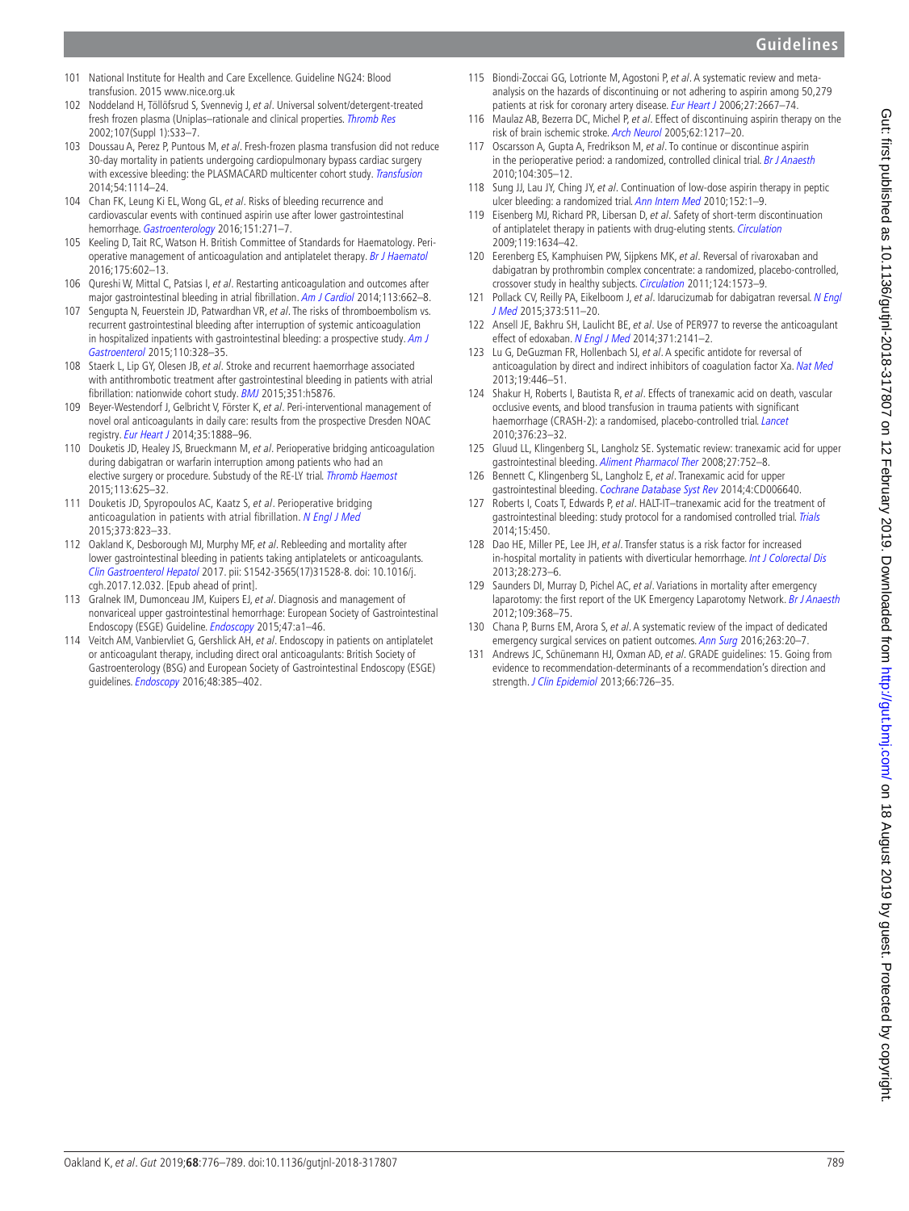101 National Institute for Health and Care Excellence. Guideline NG24: Blood transfusion. 2015 www.nice.org.uk

102 Noddeland H, Töllöfsrud S, Svennevig J, *et al*. Universal solvent/detergent-treated fresh frozen plasma (Uniplas–rationale and clinical properties. *Thromb Res* 2002;107(Suppl 1):S33–7.

103 Doussau A, Perez P, Puntous M, *et al*. Fresh-frozen plasma transfusion did not reduce 30-day mortality in patients undergoing cardiopulmonary bypass cardiac surgery with excessive bleeding: the PLASMACARD multicenter cohort study. *Transfusion* 2014;54:1114–24.

104 Chan FK, Leung Ki EL, Wong GL, *et al*. Risks of bleeding recurrence and cardiovascular events with continued aspirin use after lower gastrointestinal hemorrhage. *Gastroenterology* 2016;151:271–7.

105 Keeling D, Tait RC, Watson H. British Committee of Standards for Haematology. Perioperative management of anticoagulation and antiplatelet therapy. *Br J Haematol* 2016;175:602–13.

106 Qureshi W, Mittal C, Patsias I, *et al*. Restarting anticoagulation and outcomes after major gastrointestinal bleeding in atrial fibrillation. *Am J Cardiol* 2014;113:662–8.

107 Sengupta N, Feuerstein JD, Patwardhan VR, *et al*. The risks of thromboembolism vs. recurrent gastrointestinal bleeding after interruption of systemic anticoagulation in hospitalized inpatients with gastrointestinal bleeding: a prospective study. *Am J Gastroenterol* 2015;110:328–35.

108 Staerk L, Lip GY, Olesen JB, *et al*. Stroke and recurrent haemorrhage associated with antithrombotic treatment after gastrointestinal bleeding in patients with atrial fibrillation: nationwide cohort study. *BMJ* 2015;351:h5876.

109 Beyer-Westendorf J, Gelbricht V, Förster K, *et al*. Peri-interventional management of novel oral anticoagulants in daily care: results from the prospective Dresden NOAC registry. *Eur Heart J* 2014;35:1888–96.

110 Douketis JD, Healey JS, Brueckmann M, *et al*. Perioperative bridging anticoagulation during dabigatran or warfarin interruption among patients who had an elective surgery or procedure. Substudy of the RE-LY trial. *Thromb Haemost* 2015;113:625–32.

111 Douketis JD, Spyropoulos AC, Kaatz S, *et al*. Perioperative bridging anticoagulation in patients with atrial fibrillation. *N Engl J Med* 2015;373:823–33.

112 Oakland K, Desborough MJ, Murphy MF, *et al*. Rebleeding and mortality after lower gastrointestinal bleeding in patients taking antiplatelets or anticoagulants. *Clin Gastroenterol Hepatol* 2017. pii: S1542-3565(17)31528-8. doi: 10.1016/j.cgh.2017.12.032. [Epub ahead of print].

113 Gralnek IM, Dumonceau JM, Kuipers EJ, *et al*. Diagnosis and management of nonvariceal upper gastrointestinal hemorrhage: European Society of Gastrointestinal Endoscopy (ESGE) Guideline. *Endoscopy* 2015;47:a1–46.

114 Veitch AM, Vanbiervliet G, Gershlick AH, *et al*. Endoscopy in patients on antiplatelet or anticoagulant therapy, including direct oral anticoagulants: British Society of Gastroenterology (BSG) and European Society of Gastrointestinal Endoscopy (ESGE) guidelines. *Endoscopy* 2016;48:385–402.

115 Biondi-Zoccai GG, Lotrionte M, Agostoni P, *et al*. A systematic review and meta-analysis on the hazards of discontinuing or not adhering to aspirin among 50,279 patients at risk for coronary artery disease. *Eur Heart J* 2006;27:2667–74.

116 Maulaz AB, Bezerra DC, Michel P, *et al*. Effect of discontinuing aspirin therapy on the risk of brain ischemic stroke. *Arch Neurol* 2005;62:1217–20.

117 Oscarsson A, Gupta A, Fredrikson M, *et al*. To continue or discontinue aspirin in the perioperative period: a randomized, controlled clinical trial. *Br J Anaesth* 2010;104:305–12.

118 Sung JJ, Lau JY, Ching JY, *et al*. Continuation of low-dose aspirin therapy in peptic ulcer bleeding: a randomized trial. *Ann Intern Med* 2010;152:1–9.

119 Eisenberg MJ, Richard PR, Libersan D, *et al*. Safety of short-term discontinuation of antiplatelet therapy in patients with drug-eluting stents. *Circulation* 2009;119:1634–42.

120 Eerenberg ES, Kamphuisen PW, Sijpkens MK, *et al*. Reversal of rivaroxaban and dabigatran by prothrombin complex concentrate: a randomized, placebo-controlled, crossover study in healthy subjects. *Circulation* 2011;124:1573–9.

121 Pollack CV, Reilly PA, Eikelboom J, *et al*. Idarucizumab for dabigatran reversal. *N Engl J Med* 2015;373:511–20.

122 Ansell JE, Bakhru SH, Laulicht BE, *et al*. Use of PER977 to reverse the anticoagulant effect of edoxaban. *N Engl J Med* 2014;371:2141–2.

123 Lu G, DeGuzman FR, Hollenbach SJ, *et al*. A specific antidote for reversal of anticoagulation by direct and indirect inhibitors of coagulation factor Xa. *Nat Med* 2013;19:446–51.

124 Shakur H, Roberts I, Bautista R, *et al*. Effects of tranexamic acid on death, vascular occlusive events, and blood transfusion in trauma patients with significant haemorrhage (CRASH-2): a randomised, placebo-controlled trial. *Lancet* 2010;376:23–32.

125 Gluud LL, Klingenberg SL, Langholz SE. Systematic review: tranexamic acid for upper gastrointestinal bleeding. *Aliment Pharmacol Ther* 2008;27:752–8.

126 Bennett C, Klingenberg SL, Langholz E, *et al*. Tranexamic acid for upper gastrointestinal bleeding. *Cochrane Database Syst Rev* 2014;4:CD006640.

127 Roberts I, Coats T, Edwards P, *et al*. HALT-IT–tranexamic acid for the treatment of gastrointestinal bleeding: study protocol for a randomised controlled trial. *Trials* 2014;15:450.

128 Dao HE, Miller PE, Lee JH, *et al*. Transfer status is a risk factor for increased in-hospital mortality in patients with diverticular hemorrhage. *Int J Colorectal Dis* 2013;28:273–6.

129 Saunders DI, Murray D, Pichel AC, *et al*. Variations in mortality after emergency laparotomy: the first report of the UK Emergency Laparotomy Network. *Br J Anaesth* 2012;109:368–75.

130 Chana P, Burns EM, Arora S, *et al*. A systematic review of the impact of dedicated emergency surgical services on patient outcomes. *Ann Surg* 2016;263:20–7.

131 Andrews JC, Schünemann HJ, Oxman AD, *et al*. GRADE guidelines: 15. Going from evidence to recommendation-determinants of a recommendation's direction and strength. *J Clin Epidemiol* 2013;66:726–35.